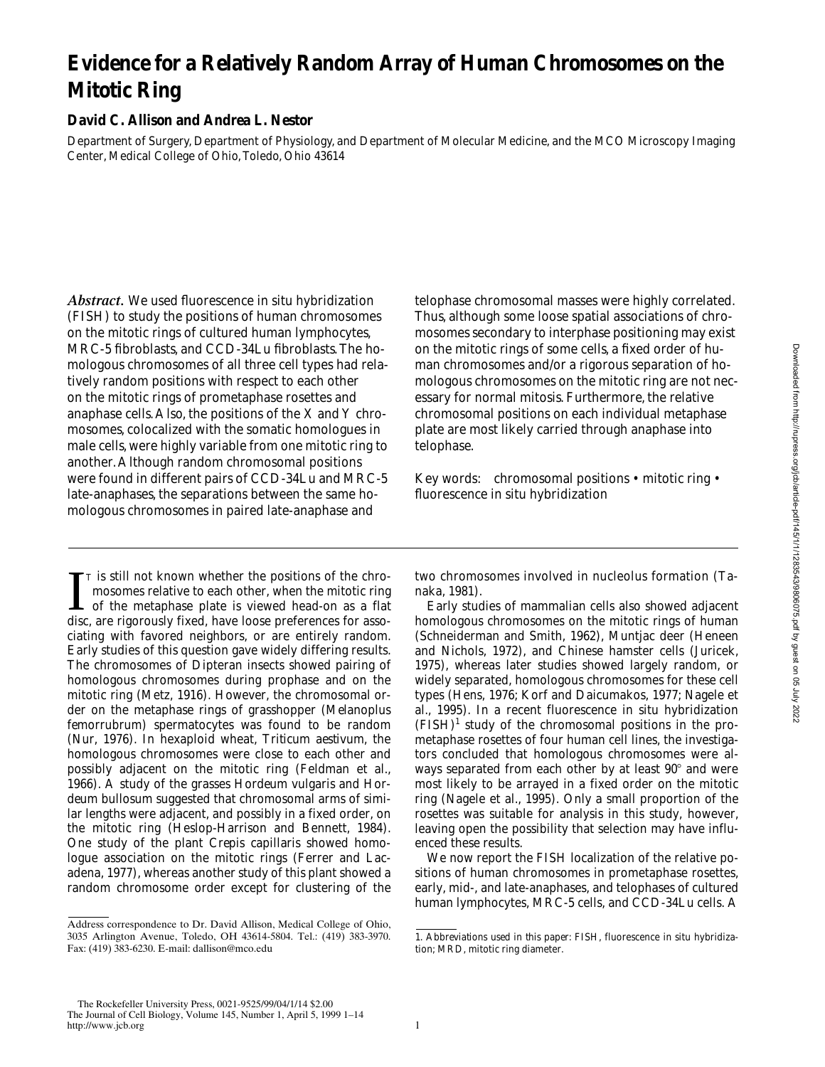# Evidence for a Relatively Random Array of Human Chromosomes on the Mitotic Ring

**David C. Allison and Andrea L. Nestor**

Department of Surgery, Department of Physiology, and Department of Molecular Medicine, and the MCO Microscopy Imaging Center, Medical College of Ohio, Toledo, Ohio 43614

***Abstract.*** We used fluorescence in situ hybridization (FISH) to study the positions of human chromosomes on the mitotic rings of cultured human lymphocytes, MRC-5 fibroblasts, and CCD-34Lu fibroblasts. The homologous chromosomes of all three cell types had relatively random positions with respect to each other on the mitotic rings of prometaphase rosettes and anaphase cells. Also, the positions of the X and Y chromosomes, colocalized with the somatic homologues in male cells, were highly variable from one mitotic ring to another. Although random chromosomal positions were found in different pairs of CCD-34Lu and MRC-5 late-anaphases, the separations between the same homologous chromosomes in paired late-anaphase and telophase chromosomal masses were highly correlated. Thus, although some loose spatial associations of chromosomes secondary to interphase positioning may exist on the mitotic rings of some cells, a fixed order of human chromosomes and/or a rigorous separation of homologous chromosomes on the mitotic ring are not necessary for normal mitosis. Furthermore, the relative chromosomal positions on each individual metaphase plate are most likely carried through anaphase into telophase.

Key words: chromosomal positions • mitotic ring • fluorescence in situ hybridization

It is still not known whether the positions of the chromosomes relative to each other, when the mitotic ring of the metaphase plate is viewed head-on as a flat disc, are rigorously fixed, have loose preferences for associating with favored neighbors, or are entirely random. Early studies of this question gave widely differing results. The chromosomes of Dipteran insects showed pairing of homologous chromosomes during prophase and on the mitotic ring (Metz, 1916). However, the chromosomal order on the metaphase rings of grasshopper (*Melanoplus femorrubrum*) spermatocytes was found to be random (Nur, 1976). In hexaploid wheat, *Triticum aestivum*, the homologous chromosomes were close to each other and possibly adjacent on the mitotic ring (Feldman et al., 1966). A study of the grasses *Hordeum vulgaris* and *Hordeum bullosum* suggested that chromosomal arms of similar lengths were adjacent, and possibly in a fixed order, on the mitotic ring (Heslop-Harrison and Bennett, 1984). One study of the plant *Crepis capillaris* showed homologue association on the mitotic rings (Ferrer and Lacadena, 1977), whereas another study of this plant showed a random chromosome order except for clustering of the two chromosomes involved in nucleolus formation (Tanaka, 1981).

Early studies of mammalian cells also showed adjacent homologous chromosomes on the mitotic rings of human (Schneiderman and Smith, 1962), Muntjac deer (Heneen and Nichols, 1972), and Chinese hamster cells (Juricek, 1975), whereas later studies showed largely random, or widely separated, homologous chromosomes for these cell types (Hens, 1976; Korf and Daicumakos, 1977; Nagele et al., 1995). In a recent fluorescence in situ hybridization (FISH)[1] study of the chromosomal positions in the prometaphase rosettes of four human cell lines, the investigators concluded that homologous chromosomes were always separated from each other by at least 90° and were most likely to be arrayed in a fixed order on the mitotic ring (Nagele et al., 1995). Only a small proportion of the rosettes was suitable for analysis in this study, however, leaving open the possibility that selection may have influenced these results.

We now report the FISH localization of the relative positions of human chromosomes in prometaphase rosettes, early, mid-, and late-anaphases, and telophases of cultured human lymphocytes, MRC-5 cells, and CCD-34Lu cells. A

Address correspondence to Dr. David Allison, Medical College of Ohio, 3035 Arlington Avenue, Toledo, OH 43614-5804. Tel.: (419) 383-3970. Fax: (419) 383-6230. E-mail: dallison@mco.edu

1. *Abbreviations used in this paper:* FISH, fluorescence in situ hybridization; MRD, mitotic ring diameter.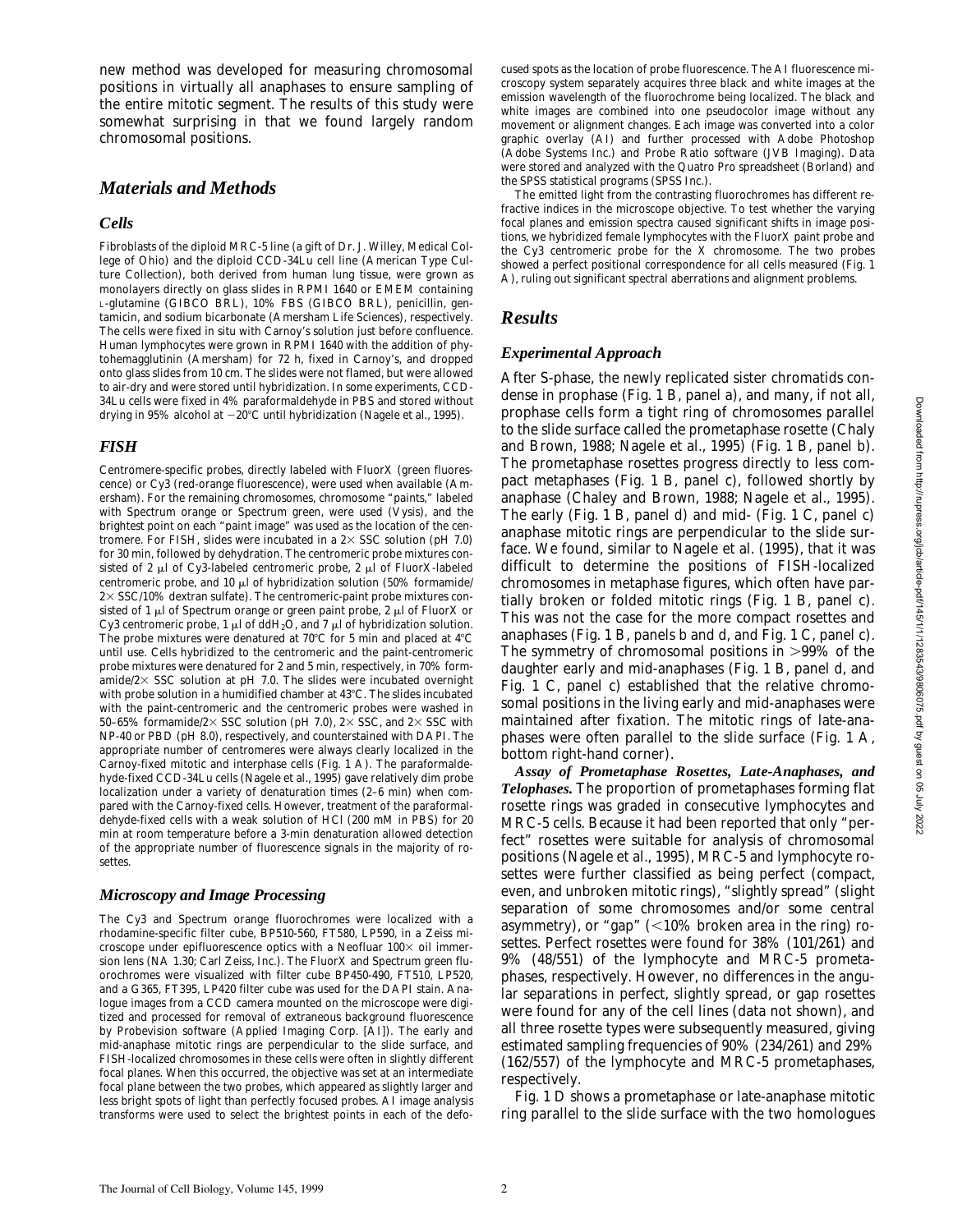new method was developed for measuring chromosomal positions in virtually all anaphases to ensure sampling of the entire mitotic segment. The results of this study were somewhat surprising in that we found largely random chromosomal positions.

## Materials and Methods

### Cells

Fibroblasts of the diploid MRC-5 line (a gift of Dr. J. Willey, Medical College of Ohio) and the diploid CCD-34Lu cell line (American Type Culture Collection), both derived from human lung tissue, were grown as monolayers directly on glass slides in RPMI 1640 or EMEM containing L-glutamine (GIBCO BRL), 10% FBS (GIBCO BRL), penicillin, gentamicin, and sodium bicarbonate (Amersham Life Sciences), respectively. The cells were fixed in situ with Carnoy's solution just before confluence. Human lymphocytes were grown in RPMI 1640 with the addition of phytohemagglutinin (Amersham) for 72 h, fixed in Carnoy's, and dropped onto glass slides from 10 cm. The slides were not flamed, but were allowed to air-dry and were stored until hybridization. In some experiments, CCD-34Lu cells were fixed in 4% paraformaldehyde in PBS and stored without drying in 95% alcohol at −20°C until hybridization (Nagele et al., 1995).

### FISH

Centromere-specific probes, directly labeled with FluorX (green fluorescence) or Cy3 (red-orange fluorescence), were used when available (Amersham). For the remaining chromosomes, chromosome "paints," labeled with Spectrum orange or Spectrum green, were used (Vysis), and the brightest point on each "paint image" was used as the location of the centromere. For FISH, slides were incubated in a 2× SSC solution (pH 7.0) for 30 min, followed by dehydration. The centromeric probe mixtures consisted of 2 μl of Cy3-labeled centromeric probe, 2 μl of FluorX-labeled centromeric probe, and 10 μl of hybridization solution (50% formamide/2× SSC/10% dextran sulfate). The centromeric-paint probe mixtures consisted of 1 μl of Spectrum orange or green paint probe, 2 μl of FluorX or Cy3 centromeric probe, 1 μl of ddH$_2$O, and 7 μl of hybridization solution. The probe mixtures were denatured at 70°C for 5 min and placed at 4°C until use. Cells hybridized to the centromeric and the paint-centromeric probe mixtures were denatured for 2 and 5 min, respectively, in 70% formamide/2× SSC solution at pH 7.0. The slides were incubated overnight with probe solution in a humidified chamber at 43°C. The slides incubated with the paint-centromeric and the centromeric probes were washed in 50–65% formamide/2× SSC solution (pH 7.0), 2× SSC, and 2× SSC with NP-40 or PBD (pH 8.0), respectively, and counterstained with DAPI. The appropriate number of centromeres were always clearly localized in the Carnoy-fixed mitotic and interphase cells (Fig. 1 A). The paraformaldehyde-fixed CCD-34Lu cells (Nagele et al., 1995) gave relatively dim probe localization under a variety of denaturation times (2–6 min) when compared with the Carnoy-fixed cells. However, treatment of the paraformaldehyde-fixed cells with a weak solution of HCl (200 mM in PBS) for 20 min at room temperature before a 3-min denaturation allowed detection of the appropriate number of fluorescence signals in the majority of rosettes.

### Microscopy and Image Processing

The Cy3 and Spectrum orange fluorochromes were localized with a rhodamine-specific filter cube, BP510-560, FT580, LP590, in a Zeiss microscope under epifluorescence optics with a Neofluar 100× oil immersion lens (NA 1.30; Carl Zeiss, Inc.). The FluorX and Spectrum green fluorochromes were visualized with filter cube BP450-490, FT510, LP520, and a G365, FT395, LP420 filter cube was used for the DAPI stain. Analogue images from a CCD camera mounted on the microscope were digitized and processed for removal of extraneous background fluorescence by Probevision software (Applied Imaging Corp. [AI]). The early and mid-anaphase mitotic rings are perpendicular to the slide surface, and FISH-localized chromosomes in these cells were often in slightly different focal planes. When this occurred, the objective was set at an intermediate focal plane between the two probes, which appeared as slightly larger and less bright spots of light than perfectly focused probes. AI image analysis transforms were used to select the brightest points in each of the defocused spots as the location of probe fluorescence. The AI fluorescence microscopy system separately acquires three black and white images at the emission wavelength of the fluorochrome being localized. The black and white images are combined into one pseudocolor image without any movement or alignment changes. Each image was converted into a color graphic overlay (AI) and further processed with Adobe Photoshop (Adobe Systems Inc.) and Probe Ratio software (JVB Imaging). Data were stored and analyzed with the Quatro Pro spreadsheet (Borland) and the SPSS statistical programs (SPSS Inc.).

The emitted light from the contrasting fluorochromes has different refractive indices in the microscope objective. To test whether the varying focal planes and emission spectra caused significant shifts in image positions, we hybridized female lymphocytes with the FluorX paint probe and the Cy3 centromeric probe for the X chromosome. The two probes showed a perfect positional correspondence for all cells measured (Fig. 1 A), ruling out significant spectral aberrations and alignment problems.

## Results

### Experimental Approach

After S-phase, the newly replicated sister chromatids condense in prophase (Fig. 1 B, panel a), and many, if not all, prophase cells form a tight ring of chromosomes parallel to the slide surface called the prometaphase rosette (Chaly and Brown, 1988; Nagele et al., 1995) (Fig. 1 B, panel b). The prometaphase rosettes progress directly to less compact metaphases (Fig. 1 B, panel c), followed shortly by anaphase (Chaley and Brown, 1988; Nagele et al., 1995). The early (Fig. 1 B, panel d) and mid- (Fig. 1 C, panel c) anaphase mitotic rings are perpendicular to the slide surface. We found, similar to Nagele et al. (1995), that it was difficult to determine the positions of FISH-localized chromosomes in metaphase figures, which often have partially broken or folded mitotic rings (Fig. 1 B, panel c). This was not the case for the more compact rosettes and anaphases (Fig. 1 B, panels b and d, and Fig. 1 C, panel c). The symmetry of chromosomal positions in >99% of the daughter early and mid-anaphases (Fig. 1 B, panel d, and Fig. 1 C, panel c) established that the relative chromosomal positions in the living early and mid-anaphases were maintained after fixation. The mitotic rings of late-anaphases were often parallel to the slide surface (Fig. 1 A, bottom right-hand corner).

***Assay of Prometaphase Rosettes, Late-Anaphases, and Telophases.*** The proportion of prometaphases forming flat rosette rings was graded in consecutive lymphocytes and MRC-5 cells. Because it had been reported that only "perfect" rosettes were suitable for analysis of chromosomal positions (Nagele et al., 1995), MRC-5 and lymphocyte rosettes were further classified as being perfect (compact, even, and unbroken mitotic rings), "slightly spread" (slight separation of some chromosomes and/or some central asymmetry), or "gap" (<10% broken area in the ring) rosettes. Perfect rosettes were found for 38% (101/261) and 9% (48/551) of the lymphocyte and MRC-5 prometaphases, respectively. However, no differences in the angular separations in perfect, slightly spread, or gap rosettes were found for any of the cell lines (data not shown), and all three rosette types were subsequently measured, giving estimated sampling frequencies of 90% (234/261) and 29% (162/557) of the lymphocyte and MRC-5 prometaphases, respectively.

Fig. 1 D shows a prometaphase or late-anaphase mitotic ring parallel to the slide surface with the two homologues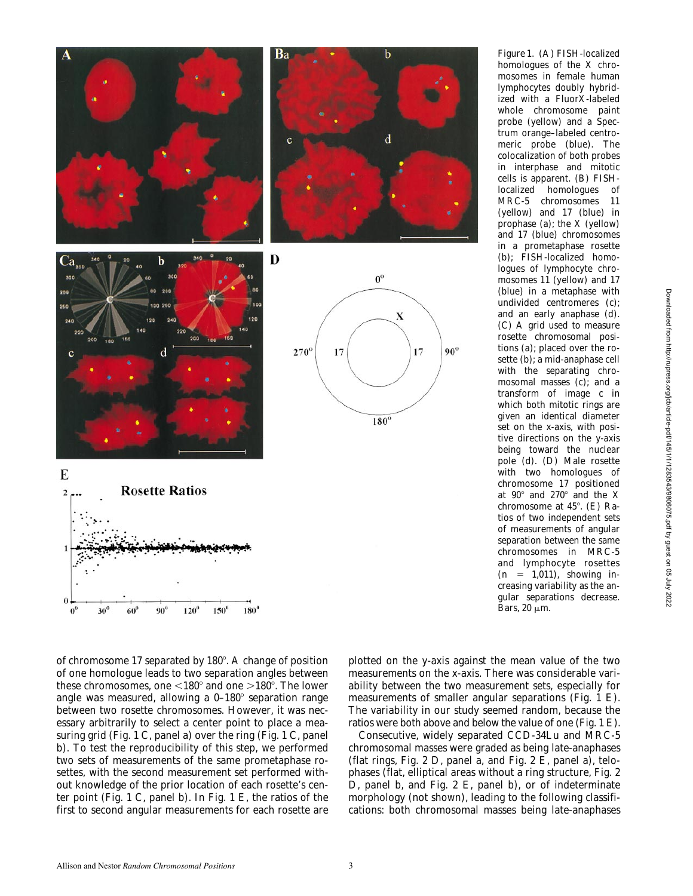Figure 1. (A) FISH-localized homologues of the X chromosomes in female human lymphocytes doubly hybridized with a FluorX-labeled whole chromosome paint probe (yellow) and a Spectrum orange–labeled centromeric probe (blue). The colocalization of both probes in interphase and mitotic cells is apparent. (B) FISH-localized homologues of MRC-5 chromosomes 11 (yellow) and 17 (blue) in prophase (a); the X (yellow) and 17 (blue) chromosomes in a prometaphase rosette (b); FISH-localized homologues of lymphocyte chromosomes 11 (yellow) and 17 (blue) in a metaphase with undivided centromeres (c); and an early anaphase (d). (C) A grid used to measure rosette chromosomal positions (a); placed over the rosette (b); a mid-anaphase cell with the separating chromosomal masses (c); and a transform of image c in which both mitotic rings are given an identical diameter set on the x-axis, with positive directions on the y-axis being toward the nuclear pole (d). (D) Male rosette with two homologues of chromosome 17 positioned at 90° and 270° and the X chromosome at 45°. (E) Ratios of two independent sets of measurements of angular separation between the same chromosomes in MRC-5 and lymphocyte rosettes (n = 1,011), showing increasing variability as the angular separations decrease. Bars, 20 μm.

of chromosome 17 separated by 180°. A change of position of one homologue leads to two separation angles between these chromosomes, one <180° and one >180°. The lower angle was measured, allowing a 0–180° separation range between two rosette chromosomes. However, it was necessary arbitrarily to select a center point to place a measuring grid (Fig. 1 C, panel a) over the ring (Fig. 1 C, panel b). To test the reproducibility of this step, we performed two sets of measurements of the same prometaphase rosettes, with the second measurement set performed without knowledge of the prior location of each rosette's center point (Fig. 1 C, panel b). In Fig. 1 E, the ratios of the first to second angular measurements for each rosette are plotted on the y-axis against the mean value of the two measurements on the x-axis. There was considerable variability between the two measurement sets, especially for measurements of smaller angular separations (Fig. 1 E). The variability in our study seemed random, because the ratios were both above and below the value of one (Fig. 1 E).

Consecutive, widely separated CCD-34Lu and MRC-5 chromosomal masses were graded as being late-anaphases (flat rings, Fig. 2 D, panel a, and Fig. 2 E, panel a), telophases (flat, elliptical areas without a ring structure, Fig. 2 D, panel b, and Fig. 2 E, panel b), or of indeterminate morphology (not shown), leading to the following classifications: both chromosomal masses being late-anaphases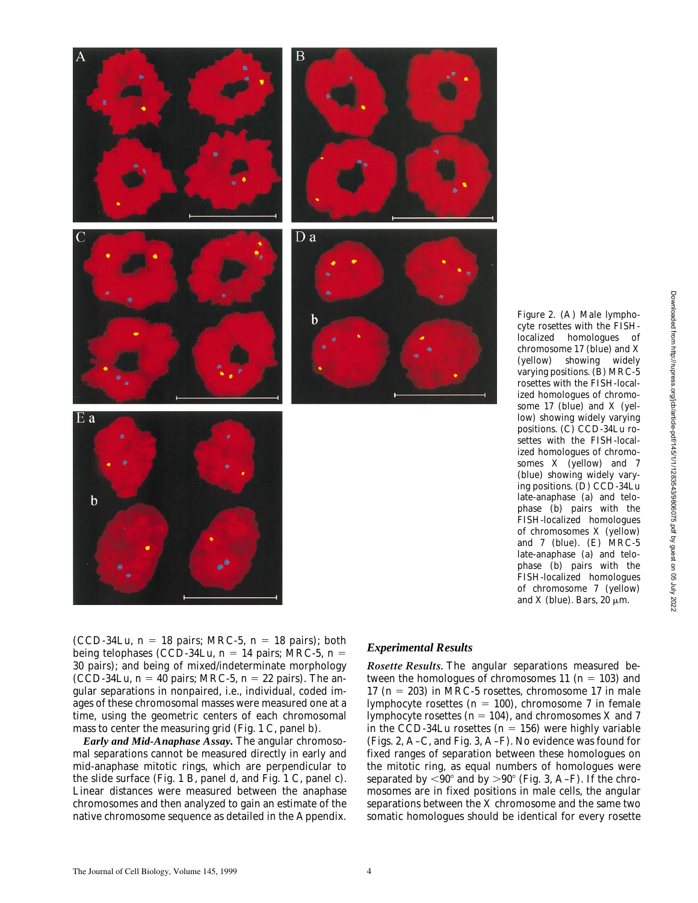Figure 2. (A) Male lymphocyte rosettes with the FISH-localized homologues of chromosome 17 (blue) and X (yellow) showing widely varying positions. (B) MRC-5 rosettes with the FISH-localized homologues of chromosome 17 (blue) and X (yellow) showing widely varying positions. (C) CCD-34Lu rosettes with the FISH-localized homologues of chromosomes X (yellow) and 7 (blue) showing widely varying positions. (D) CCD-34Lu late-anaphase (a) and telophase (b) pairs with the FISH-localized homologues of chromosomes X (yellow) and 7 (blue). (E) MRC-5 late-anaphase (a) and telophase (b) pairs with the FISH-localized homologues of chromosome 7 (yellow) and X (blue). Bars, 20 μm.

(CCD-34Lu, n = 18 pairs; MRC-5, n = 18 pairs); both being telophases (CCD-34Lu, n = 14 pairs; MRC-5, n = 30 pairs); and being of mixed/indeterminate morphology (CCD-34Lu, n = 40 pairs; MRC-5, n = 22 pairs). The angular separations in nonpaired, i.e., individual, coded images of these chromosomal masses were measured one at a time, using the geometric centers of each chromosomal mass to center the measuring grid (Fig. 1 C, panel b).

***Early and Mid-Anaphase Assay.*** The angular chromosomal separations cannot be measured directly in early and mid-anaphase mitotic rings, which are perpendicular to the slide surface (Fig. 1 B, panel d, and Fig. 1 C, panel c). Linear distances were measured between the anaphase chromosomes and then analyzed to gain an estimate of the native chromosome sequence as detailed in the Appendix.

### *Experimental Results*

***Rosette Results.*** The angular separations measured between the homologues of chromosomes 11 (n = 103) and 17 (n = 203) in MRC-5 rosettes, chromosome 17 in male lymphocyte rosettes (n = 100), chromosome 7 in female lymphocyte rosettes (n = 104), and chromosomes X and 7 in the CCD-34Lu rosettes (n = 156) were highly variable (Figs. 2, A–C, and Fig. 3, A–F). No evidence was found for fixed ranges of separation between these homologues on the mitotic ring, as equal numbers of homologues were separated by <90° and by >90° (Fig. 3, A–F). If the chromosomes are in fixed positions in male cells, the angular separations between the X chromosome and the same two somatic homologues should be identical for every rosette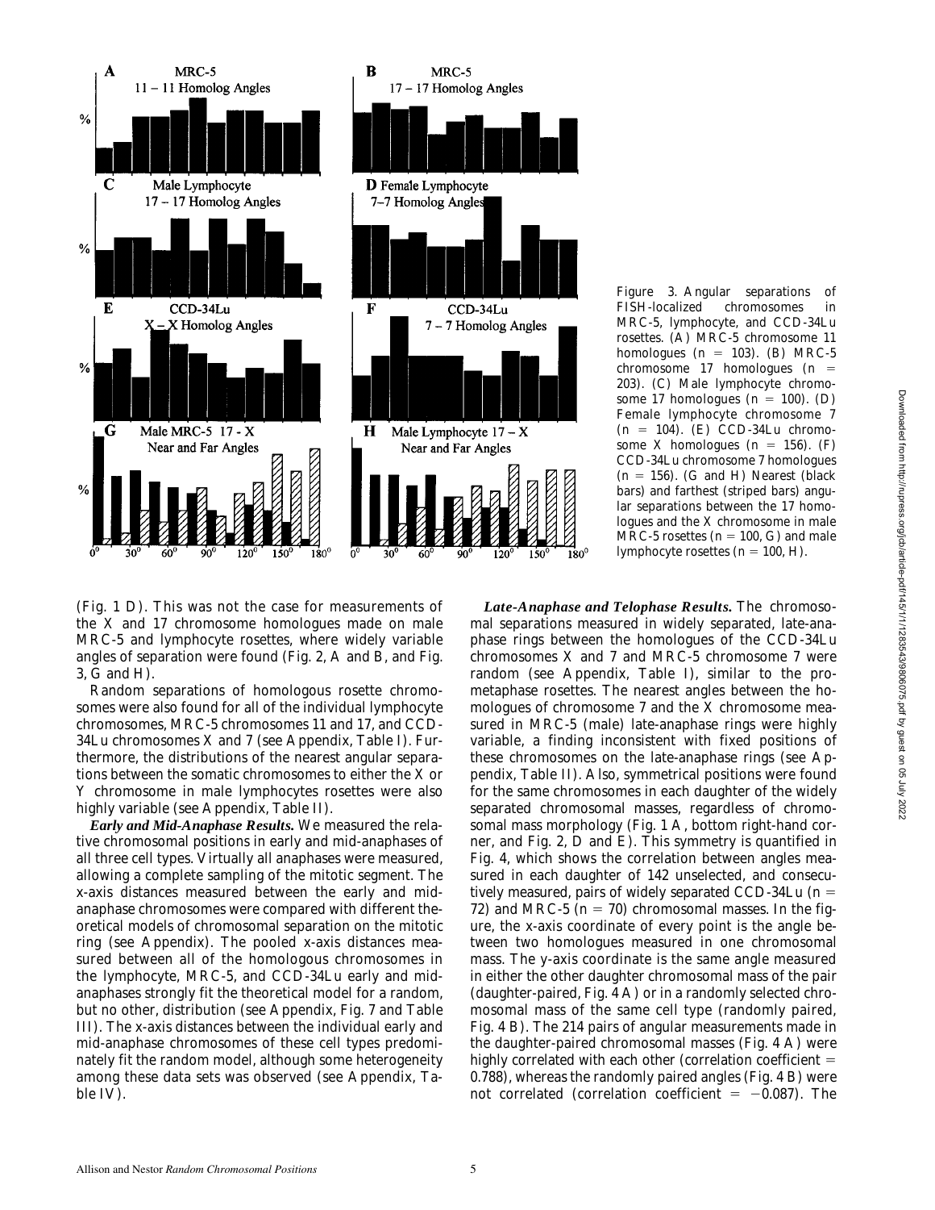Figure 3. Angular separations of FISH-localized chromosomes in MRC-5, lymphocyte, and CCD-34Lu rosettes. (A) MRC-5 chromosome 11 homologues ($n = 103$). (B) MRC-5 chromosome 17 homologues ($n = 203$). (C) Male lymphocyte chromosome 17 homologues ($n = 100$). (D) Female lymphocyte chromosome 7 ($n = 104$). (E) CCD-34Lu chromosome X homologues ($n = 156$). (F) CCD-34Lu chromosome 7 homologues ($n = 156$). (G and H) Nearest (black bars) and farthest (striped bars) angular separations between the 17 homologues and the X chromosome in male MRC-5 rosettes ($n = 100$, G) and male lymphocyte rosettes ($n = 100$, H).

(Fig. 1 D). This was not the case for measurements of the X and 17 chromosome homologues made on male MRC-5 and lymphocyte rosettes, where widely variable angles of separation were found (Fig. 2, A and B, and Fig. 3, G and H).

Random separations of homologous rosette chromosomes were also found for all of the individual lymphocyte chromosomes, MRC-5 chromosomes 11 and 17, and CCD-34Lu chromosomes X and 7 (see Appendix, Table I). Furthermore, the distributions of the nearest angular separations between the somatic chromosomes to either the X or Y chromosome in male lymphocytes rosettes were also highly variable (see Appendix, Table II).

***Early and Mid-Anaphase Results.*** We measured the relative chromosomal positions in early and mid-anaphases of all three cell types. Virtually all anaphases were measured, allowing a complete sampling of the mitotic segment. The x-axis distances measured between the early and mid-anaphase chromosomes were compared with different theoretical models of chromosomal separation on the mitotic ring (see Appendix). The pooled x-axis distances measured between all of the homologous chromosomes in the lymphocyte, MRC-5, and CCD-34Lu early and mid-anaphases strongly fit the theoretical model for a random, but no other, distribution (see Appendix, Fig. 7 and Table III). The x-axis distances between the individual early and mid-anaphase chromosomes of these cell types predominately fit the random model, although some heterogeneity among these data sets was observed (see Appendix, Table IV).

***Late-Anaphase and Telophase Results.*** The chromosomal separations measured in widely separated, late-anaphase rings between the homologues of the CCD-34Lu chromosomes X and 7 and MRC-5 chromosome 7 were random (see Appendix, Table I), similar to the prometaphase rosettes. The nearest angles between the homologues of chromosome 7 and the X chromosome measured in MRC-5 (male) late-anaphase rings were highly variable, a finding inconsistent with fixed positions of these chromosomes on the late-anaphase rings (see Appendix, Table II). Also, symmetrical positions were found for the same chromosomes in each daughter of the widely separated chromosomal masses, regardless of chromosomal mass morphology (Fig. 1 A, bottom right-hand corner, and Fig. 2, D and E). This symmetry is quantified in Fig. 4, which shows the correlation between angles measured in each daughter of 142 unselected, and consecutively measured, pairs of widely separated CCD-34Lu ($n = 72$) and MRC-5 ($n = 70$) chromosomal masses. In the figure, the x-axis coordinate of every point is the angle between two homologues measured in one chromosomal mass. The y-axis coordinate is the same angle measured in either the other daughter chromosomal mass of the pair (daughter-paired, Fig. 4 A) or in a randomly selected chromosomal mass of the same cell type (randomly paired, Fig. 4 B). The 214 pairs of angular measurements made in the daughter-paired chromosomal masses (Fig. 4 A) were highly correlated with each other (correlation coefficient = 0.788), whereas the randomly paired angles (Fig. 4 B) were not correlated (correlation coefficient = −0.087). The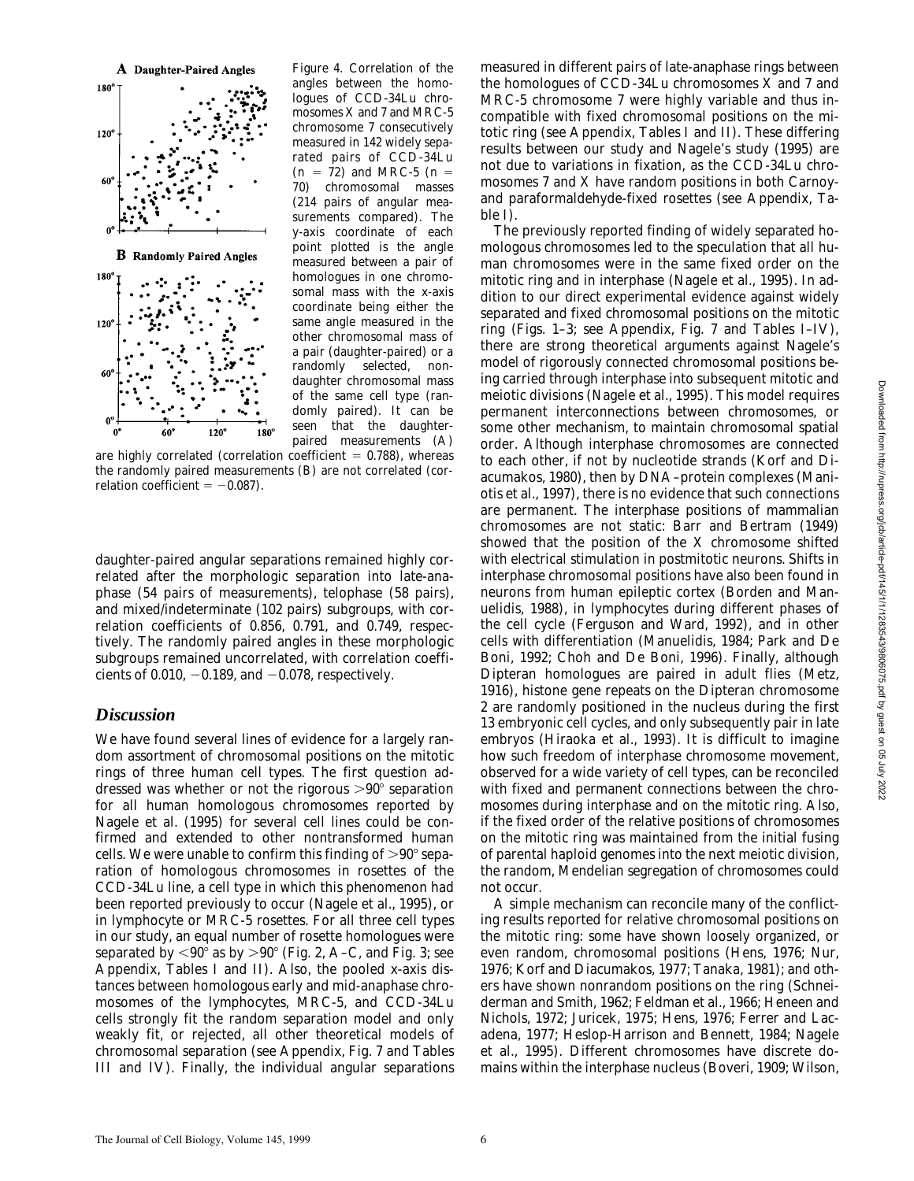Figure 4. Correlation of the angles between the homologues of CCD-34Lu chromosomes X and 7 and MRC-5 chromosome 7 consecutively measured in 142 widely separated pairs of CCD-34Lu ($n = 72$) and MRC-5 ($n = 70$) chromosomal masses (214 pairs of angular measurements compared). The y-axis coordinate of each point plotted is the angle measured between a pair of homologues in one chromosomal mass with the x-axis coordinate being either the same angle measured in the other chromosomal mass of a pair (daughter-paired) or a randomly selected, nondaughter chromosomal mass of the same cell type (randomly paired). It can be seen that the daughter-paired measurements (A) are highly correlated (correlation coefficient = 0.788), whereas the randomly paired measurements (B) are not correlated (correlation coefficient = −0.087).

daughter-paired angular separations remained highly correlated after the morphologic separation into late-anaphase (54 pairs of measurements), telophase (58 pairs), and mixed/indeterminate (102 pairs) subgroups, with correlation coefficients of 0.856, 0.791, and 0.749, respectively. The randomly paired angles in these morphologic subgroups remained uncorrelated, with correlation coefficients of 0.010, −0.189, and −0.078, respectively.

## Discussion

We have found several lines of evidence for a largely random assortment of chromosomal positions on the mitotic rings of three human cell types. The first question addressed was whether or not the rigorous >90° separation for all human homologous chromosomes reported by Nagele et al. (1995) for several cell lines could be confirmed and extended to other nontransformed human cells. We were unable to confirm this finding of >90° separation of homologous chromosomes in rosettes of the CCD-34Lu line, a cell type in which this phenomenon had been reported previously to occur (Nagele et al., 1995), or in lymphocyte or MRC-5 rosettes. For all three cell types in our study, an equal number of rosette homologues were separated by <90° as by >90° (Fig. 2, A–C, and Fig. 3; see Appendix, Tables I and II). Also, the pooled x-axis distances between homologous early and mid-anaphase chromosomes of the lymphocytes, MRC-5, and CCD-34Lu cells strongly fit the random separation model and only weakly fit, or rejected, all other theoretical models of chromosomal separation (see Appendix, Fig. 7 and Tables III and IV). Finally, the individual angular separations measured in different pairs of late-anaphase rings between the homologues of CCD-34Lu chromosomes X and 7 and MRC-5 chromosome 7 were highly variable and thus incompatible with fixed chromosomal positions on the mitotic ring (see Appendix, Tables I and II). These differing results between our study and Nagele's study (1995) are not due to variations in fixation, as the CCD-34Lu chromosomes 7 and X have random positions in both Carnoy- and paraformaldehyde-fixed rosettes (see Appendix, Table I).

The previously reported finding of widely separated homologous chromosomes led to the speculation that all human chromosomes were in the same fixed order on the mitotic ring and in interphase (Nagele et al., 1995). In addition to our direct experimental evidence against widely separated and fixed chromosomal positions on the mitotic ring (Figs. 1–3; see Appendix, Fig. 7 and Tables I–IV), there are strong theoretical arguments against Nagele's model of rigorously connected chromosomal positions being carried through interphase into subsequent mitotic and meiotic divisions (Nagele et al., 1995). This model requires permanent interconnections between chromosomes, or some other mechanism, to maintain chromosomal spatial order. Although interphase chromosomes are connected to each other, if not by nucleotide strands (Korf and Diacumakos, 1980), then by DNA–protein complexes (Maniotis et al., 1997), there is no evidence that such connections are permanent. The interphase positions of mammalian chromosomes are not static: Barr and Bertram (1949) showed that the position of the X chromosome shifted with electrical stimulation in postmitotic neurons. Shifts in interphase chromosomal positions have also been found in neurons from human epileptic cortex (Borden and Manuelidis, 1988), in lymphocytes during different phases of the cell cycle (Ferguson and Ward, 1992), and in other cells with differentiation (Manuelidis, 1984; Park and De Boni, 1992; Choh and De Boni, 1996). Finally, although Dipteran homologues are paired in adult flies (Metz, 1916), histone gene repeats on the Dipteran chromosome 2 are randomly positioned in the nucleus during the first 13 embryonic cell cycles, and only subsequently pair in late embryos (Hiraoka et al., 1993). It is difficult to imagine how such freedom of interphase chromosome movement, observed for a wide variety of cell types, can be reconciled with fixed and permanent connections between the chromosomes during interphase and on the mitotic ring. Also, if the fixed order of the relative positions of chromosomes on the mitotic ring was maintained from the initial fusing of parental haploid genomes into the next meiotic division, the random, Mendelian segregation of chromosomes could not occur.

A simple mechanism can reconcile many of the conflicting results reported for relative chromosomal positions on the mitotic ring: some have shown loosely organized, or even random, chromosomal positions (Hens, 1976; Nur, 1976; Korf and Diacumakos, 1977; Tanaka, 1981); and others have shown nonrandom positions on the ring (Schneiderman and Smith, 1962; Feldman et al., 1966; Heneen and Nichols, 1972; Juricek, 1975; Hens, 1976; Ferrer and Lacadena, 1977; Heslop-Harrison and Bennett, 1984; Nagele et al., 1995). Different chromosomes have discrete domains within the interphase nucleus (Boveri, 1909; Wilson,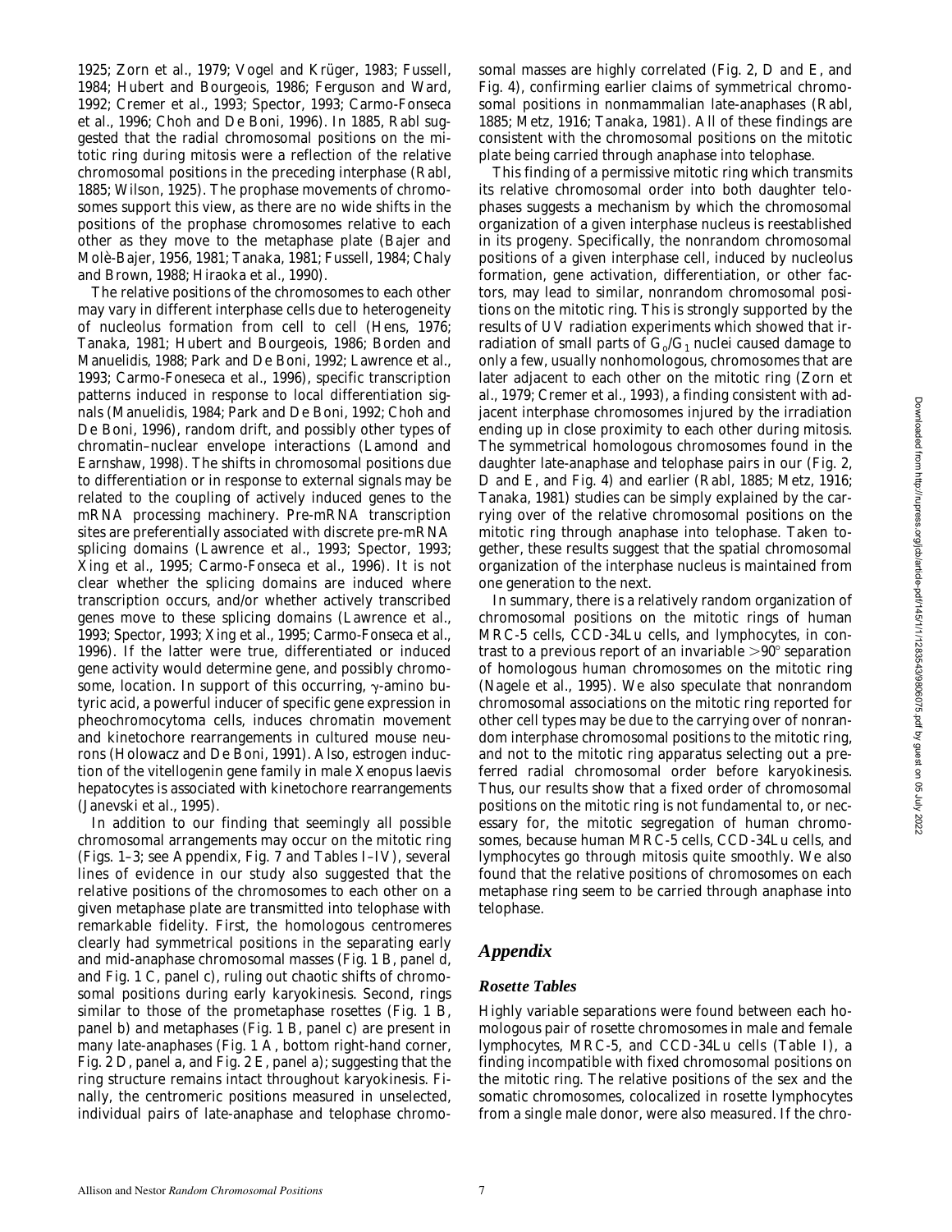1925; Zorn et al., 1979; Vogel and Krüger, 1983; Fussell, 1984; Hubert and Bourgeois, 1986; Ferguson and Ward, 1992; Cremer et al., 1993; Spector, 1993; Carmo-Fonseca et al., 1996; Choh and De Boni, 1996). In 1885, Rabl suggested that the radial chromosomal positions on the mitotic ring during mitosis were a reflection of the relative chromosomal positions in the preceding interphase (Rabl, 1885; Wilson, 1925). The prophase movements of chromosomes support this view, as there are no wide shifts in the positions of the prophase chromosomes relative to each other as they move to the metaphase plate (Bajer and Molè-Bajer, 1956, 1981; Tanaka, 1981; Fussell, 1984; Chaly and Brown, 1988; Hiraoka et al., 1990).

The relative positions of the chromosomes to each other may vary in different interphase cells due to heterogeneity of nucleolus formation from cell to cell (Hens, 1976; Tanaka, 1981; Hubert and Bourgeois, 1986; Borden and Manuelidis, 1988; Park and De Boni, 1992; Lawrence et al., 1993; Carmo-Foneseca et al., 1996), specific transcription patterns induced in response to local differentiation signals (Manuelidis, 1984; Park and De Boni, 1992; Choh and De Boni, 1996), random drift, and possibly other types of chromatin–nuclear envelope interactions (Lamond and Earnshaw, 1998). The shifts in chromosomal positions due to differentiation or in response to external signals may be related to the coupling of actively induced genes to the mRNA processing machinery. Pre-mRNA transcription sites are preferentially associated with discrete pre-mRNA splicing domains (Lawrence et al., 1993; Spector, 1993; Xing et al., 1995; Carmo-Fonseca et al., 1996). It is not clear whether the splicing domains are induced where transcription occurs, and/or whether actively transcribed genes move to these splicing domains (Lawrence et al., 1993; Spector, 1993; Xing et al., 1995; Carmo-Fonseca et al., 1996). If the latter were true, differentiated or induced gene activity would determine gene, and possibly chromosome, location. In support of this occurring, γ-amino butyric acid, a powerful inducer of specific gene expression in pheochromocytoma cells, induces chromatin movement and kinetochore rearrangements in cultured mouse neurons (Holowacz and De Boni, 1991). Also, estrogen induction of the vitellogenin gene family in male *Xenopus laevis* hepatocytes is associated with kinetochore rearrangements (Janevski et al., 1995).

In addition to our finding that seemingly all possible chromosomal arrangements may occur on the mitotic ring (Figs. 1–3; see Appendix, Fig. 7 and Tables I–IV), several lines of evidence in our study also suggested that the relative positions of the chromosomes to each other on a given metaphase plate are transmitted into telophase with remarkable fidelity. First, the homologous centromeres clearly had symmetrical positions in the separating early and mid-anaphase chromosomal masses (Fig. 1 B, panel d, and Fig. 1 C, panel c), ruling out chaotic shifts of chromosomal positions during early karyokinesis. Second, rings similar to those of the prometaphase rosettes (Fig. 1 B, panel b) and metaphases (Fig. 1 B, panel c) are present in many late-anaphases (Fig. 1 A, bottom right-hand corner, Fig. 2 D, panel a, and Fig. 2 E, panel a); suggesting that the ring structure remains intact throughout karyokinesis. Finally, the centromeric positions measured in unselected, individual pairs of late-anaphase and telophase chromosomal masses are highly correlated (Fig. 2, D and E, and Fig. 4), confirming earlier claims of symmetrical chromosomal positions in nonmammalian late-anaphases (Rabl, 1885; Metz, 1916; Tanaka, 1981). All of these findings are consistent with the chromosomal positions on the mitotic plate being carried through anaphase into telophase.

This finding of a permissive mitotic ring which transmits its relative chromosomal order into both daughter telophases suggests a mechanism by which the chromosomal organization of a given interphase nucleus is reestablished in its progeny. Specifically, the nonrandom chromosomal positions of a given interphase cell, induced by nucleolus formation, gene activation, differentiation, or other factors, may lead to similar, nonrandom chromosomal positions on the mitotic ring. This is strongly supported by the results of UV radiation experiments which showed that irradiation of small parts of $G_0/G_1$ nuclei caused damage to only a few, usually nonhomologous, chromosomes that are later adjacent to each other on the mitotic ring (Zorn et al., 1979; Cremer et al., 1993), a finding consistent with adjacent interphase chromosomes injured by the irradiation ending up in close proximity to each other during mitosis. The symmetrical homologous chromosomes found in the daughter late-anaphase and telophase pairs in our (Fig. 2, D and E, and Fig. 4) and earlier (Rabl, 1885; Metz, 1916; Tanaka, 1981) studies can be simply explained by the carrying over of the relative chromosomal positions on the mitotic ring through anaphase into telophase. Taken together, these results suggest that the spatial chromosomal organization of the interphase nucleus is maintained from one generation to the next.

In summary, there is a relatively random organization of chromosomal positions on the mitotic rings of human MRC-5 cells, CCD-34Lu cells, and lymphocytes, in contrast to a previous report of an invariable >90° separation of homologous human chromosomes on the mitotic ring (Nagele et al., 1995). We also speculate that nonrandom chromosomal associations on the mitotic ring reported for other cell types may be due to the carrying over of nonrandom interphase chromosomal positions to the mitotic ring, and not to the mitotic ring apparatus selecting out a preferred radial chromosomal order before karyokinesis. Thus, our results show that a fixed order of chromosomal positions on the mitotic ring is not fundamental to, or necessary for, the mitotic segregation of human chromosomes, because human MRC-5 cells, CCD-34Lu cells, and lymphocytes go through mitosis quite smoothly. We also found that the relative positions of chromosomes on each metaphase ring seem to be carried through anaphase into telophase.

## *Appendix*

### *Rosette Tables*

Highly variable separations were found between each homologous pair of rosette chromosomes in male and female lymphocytes, MRC-5, and CCD-34Lu cells (Table I), a finding incompatible with fixed chromosomal positions on the mitotic ring. The relative positions of the sex and the somatic chromosomes, colocalized in rosette lymphocytes from a single male donor, were also measured. If the chro-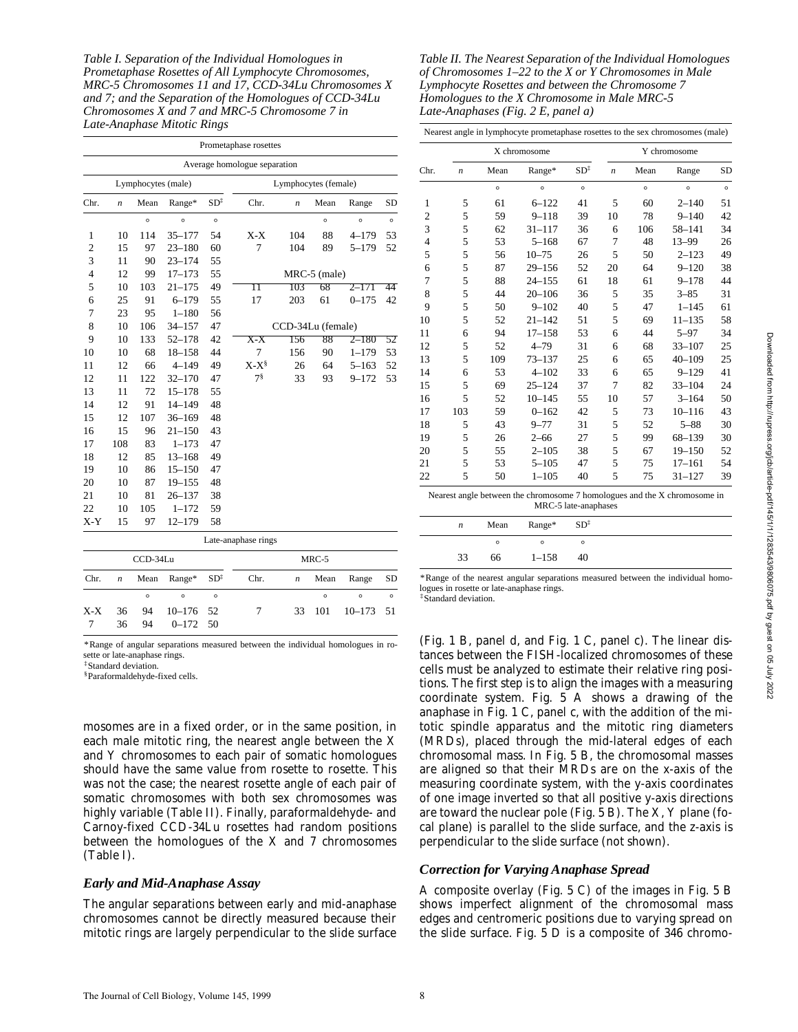*Table I. Separation of the Individual Homologues in Prometaphase Rosettes of All Lymphocyte Chromosomes, MRC-5 Chromosomes 11 and 17, CCD-34Lu Chromosomes X and 7; and the Separation of the Homologues of CCD-34Lu Chromosomes X and 7 and MRC-5 Chromosome 7 in Late-Anaphase Mitotic Rings*

| Prometaphase rosettes | | | | | | | | | |
|---|---|---|---|---|---|---|---|---|---|
| Average homologue separation | | | | | | | | | |
| Lymphocytes (male) | | | | | Lymphocytes (female) | | | | |
| Chr. | *n* | Mean | Range* | SD‡ | Chr. | *n* | Mean | Range | SD |
| | | ° | ° | ° | | | ° | ° | ° |
| 1 | 10 | 114 | 35–177 | 54 | X-X | 104 | 88 | 4–179 | 53 |
| 2 | 15 | 97 | 23–180 | 60 | 7 | 104 | 89 | 5–179 | 52 |
| 3 | 11 | 90 | 23–174 | 55 | | | | | |
| 4 | 12 | 99 | 17–173 | 55 | MRC-5 (male) | | | | |
| 5 | 10 | 103 | 21–175 | 49 | 11 | 103 | 68 | 2–171 | 44 |
| 6 | 25 | 91 | 6–179 | 55 | 17 | 203 | 61 | 0–175 | 42 |
| 7 | 23 | 95 | 1–180 | 56 | | | | | |
| 8 | 10 | 106 | 34–157 | 47 | CCD-34Lu (female) | | | | |
| 9 | 10 | 133 | 52–178 | 42 | X-X | 156 | 88 | 2–180 | 52 |
| 10 | 10 | 68 | 18–158 | 44 | 7 | 156 | 90 | 1–179 | 53 |
| 11 | 12 | 66 | 4–149 | 49 | X-X§ | 26 | 64 | 5–163 | 52 |
| 12 | 11 | 122 | 32–170 | 47 | 7§ | 33 | 93 | 9–172 | 53 |
| 13 | 11 | 72 | 15–178 | 55 | | | | | |
| 14 | 12 | 91 | 14–149 | 48 | | | | | |
| 15 | 12 | 107 | 36–169 | 48 | | | | | |
| 16 | 15 | 96 | 21–150 | 43 | | | | | |
| 17 | 108 | 83 | 1–173 | 47 | | | | | |
| 18 | 12 | 85 | 13–168 | 49 | | | | | |
| 19 | 10 | 86 | 15–150 | 47 | | | | | |
| 20 | 10 | 87 | 19–155 | 48 | | | | | |
| 21 | 10 | 81 | 26–137 | 38 | | | | | |
| 22 | 10 | 105 | 1–172 | 59 | | | | | |
| X-Y | 15 | 97 | 12–179 | 58 | | | | | |
| Late-anaphase rings | | | | | | | | | |
| CCD-34Lu | | | | | MRC-5 | | | | |
| Chr. | *n* | Mean | Range* | SD‡ | Chr. | *n* | Mean | Range | SD |
| | | ° | ° | ° | | | ° | ° | ° |
| X-X | 36 | 94 | 10–176 | 52 | 7 | 33 | 101 | 10–173 | 51 |
| 7 | 36 | 94 | 0–172 | 50 | | | | | |

*Range of angular separations measured between the individual homologues in rosette or late-anaphase rings.
‡Standard deviation.
§Paraformaldehyde-fixed cells.

*Table II. The Nearest Separation of the Individual Homologues of Chromosomes 1–22 to the X or Y Chromosomes in Male Lymphocyte Rosettes and between the Chromosome 7 Homologues to the X Chromosome in Male MRC-5 Late-Anaphases (Fig. 2 E, panel a)*

| Nearest angle in lymphocyte prometaphase rosettes to the sex chromosomes (male) | | | | | | | | |
|---|---|---|---|---|---|---|---|---|
| | X chromosome | | | | Y chromosome | | | |
| Chr. | *n* | Mean | Range* | SD‡ | *n* | Mean | Range | SD |
| | | ° | ° | ° | | ° | ° | ° |
| 1 | 5 | 61 | 6–122 | 41 | 5 | 60 | 2–140 | 51 |
| 2 | 5 | 59 | 9–118 | 39 | 10 | 78 | 9–140 | 42 |
| 3 | 5 | 62 | 31–117 | 36 | 6 | 106 | 58–141 | 34 |
| 4 | 5 | 53 | 5–168 | 67 | 7 | 48 | 13–99 | 26 |
| 5 | 5 | 56 | 10–75 | 26 | 5 | 50 | 2–123 | 49 |
| 6 | 5 | 87 | 29–156 | 52 | 20 | 64 | 9–120 | 38 |
| 7 | 5 | 88 | 24–155 | 61 | 18 | 61 | 9–178 | 44 |
| 8 | 5 | 44 | 20–106 | 36 | 5 | 35 | 3–85 | 31 |
| 9 | 5 | 50 | 9–102 | 40 | 5 | 47 | 1–145 | 61 |
| 10 | 5 | 52 | 21–142 | 51 | 5 | 69 | 11–135 | 58 |
| 11 | 6 | 94 | 17–158 | 53 | 6 | 44 | 5–97 | 34 |
| 12 | 5 | 52 | 4–79 | 31 | 6 | 68 | 33–107 | 25 |
| 13 | 5 | 109 | 73–137 | 25 | 6 | 65 | 40–109 | 25 |
| 14 | 6 | 53 | 4–102 | 33 | 6 | 65 | 9–129 | 41 |
| 15 | 5 | 69 | 25–124 | 37 | 7 | 82 | 33–104 | 24 |
| 16 | 5 | 52 | 10–145 | 55 | 10 | 57 | 3–164 | 50 |
| 17 | 103 | 59 | 0–162 | 42 | 5 | 73 | 10–116 | 43 |
| 18 | 5 | 43 | 9–77 | 31 | 5 | 52 | 5–88 | 30 |
| 19 | 5 | 26 | 2–66 | 27 | 5 | 99 | 68–139 | 30 |
| 20 | 5 | 55 | 2–105 | 38 | 5 | 67 | 19–150 | 52 |
| 21 | 5 | 53 | 5–105 | 47 | 5 | 75 | 17–161 | 54 |
| 22 | 5 | 50 | 1–105 | 40 | 5 | 75 | 31–127 | 39 |

| Nearest angle between the chromosome 7 homologues and the X chromosome in MRC-5 late-anaphases | | | |
|---|---|---|---|
| *n* | Mean | Range* | SD‡ |
| | ° | ° | ° |
| 33 | 66 | 1–158 | 40 |

*Range of the nearest angular separations measured between the individual homologues in rosette or late-anaphase rings.
‡Standard deviation.

mosomes are in a fixed order, or in the same position, in each male mitotic ring, the nearest angle between the X and Y chromosomes to each pair of somatic homologues should have the same value from rosette to rosette. This was not the case; the nearest rosette angle of each pair of somatic chromosomes with both sex chromosomes was highly variable (Table II). Finally, paraformaldehyde- and Carnoy-fixed CCD-34Lu rosettes had random positions between the homologues of the X and 7 chromosomes (Table I).

### Early and Mid-Anaphase Assay

The angular separations between early and mid-anaphase chromosomes cannot be directly measured because their mitotic rings are largely perpendicular to the slide surface (Fig. 1 B, panel d, and Fig. 1 C, panel c). The linear distances between the FISH-localized chromosomes of these cells must be analyzed to estimate their relative ring positions. The first step is to align the images with a measuring coordinate system. Fig. 5 A shows a drawing of the anaphase in Fig. 1 C, panel c, with the addition of the mitotic spindle apparatus and the mitotic ring diameters (MRDs), placed through the mid-lateral edges of each chromosomal mass. In Fig. 5 B, the chromosomal masses are aligned so that their MRDs are on the x-axis of the measuring coordinate system, with the y-axis coordinates of one image inverted so that all positive y-axis directions are toward the nuclear pole (Fig. 5 B). The X, Y plane (focal plane) is parallel to the slide surface, and the z-axis is perpendicular to the slide surface (not shown).

### Correction for Varying Anaphase Spread

A composite overlay (Fig. 5 C) of the images in Fig. 5 B shows imperfect alignment of the chromosomal mass edges and centromeric positions due to varying spread on the slide surface. Fig. 5 D is a composite of 346 chromo-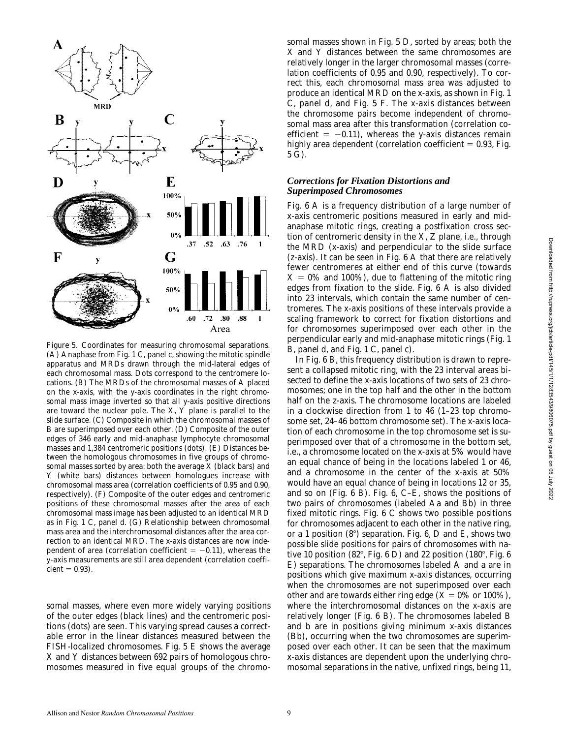Figure 5. Coordinates for measuring chromosomal separations. (A) Anaphase from Fig. 1 C, panel c, showing the mitotic spindle apparatus and MRDs drawn through the mid-lateral edges of each chromosomal mass. Dots correspond to the centromere locations. (B) The MRDs of the chromosomal masses of A placed on the x-axis, with the y-axis coordinates in the right chromosomal mass image inverted so that all y-axis positive directions are toward the nuclear pole. The X, Y plane is parallel to the slide surface. (C) Composite in which the chromosomal masses of B are superimposed over each other. (D) Composite of the outer edges of 346 early and mid-anaphase lymphocyte chromosomal masses and 1,384 centromeric positions (dots). (E) Distances between the homologous chromosomes in five groups of chromosomal masses sorted by area: both the average X (black bars) and Y (white bars) distances between homologues increase with chromosomal mass area (correlation coefficients of 0.95 and 0.90, respectively). (F) Composite of the outer edges and centromeric positions of these chromosomal masses after the area of each chromosomal mass image has been adjusted to an identical MRD as in Fig. 1 C, panel d. (G) Relationship between chromosomal mass area and the interchromosomal distances after the area correction to an identical MRD. The x-axis distances are now independent of area (correlation coefficient = −0.11), whereas the y-axis measurements are still area dependent (correlation coefficient = 0.93).

somal masses, where even more widely varying positions of the outer edges (black lines) and the centromeric positions (dots) are seen. This varying spread causes a correctable error in the linear distances measured between the FISH-localized chromosomes. Fig. 5 E shows the average X and Y distances between 692 pairs of homologous chromosomes measured in five equal groups of the chromosomal masses shown in Fig. 5 D, sorted by areas; both the X and Y distances between the same chromosomes are relatively longer in the larger chromosomal masses (correlation coefficients of 0.95 and 0.90, respectively). To correct this, each chromosomal mass area was adjusted to produce an identical MRD on the x-axis, as shown in Fig. 1 C, panel d, and Fig. 5 F. The x-axis distances between the chromosome pairs become independent of chromosomal mass area after this transformation (correlation coefficient = −0.11), whereas the y-axis distances remain highly area dependent (correlation coefficient = 0.93, Fig. 5 G).

### *Corrections for Fixation Distortions and Superimposed Chromosomes*

Fig. 6 A is a frequency distribution of a large number of x-axis centromeric positions measured in early and mid-anaphase mitotic rings, creating a postfixation cross section of centromeric density in the X, Z plane, i.e., through the MRD (x-axis) and perpendicular to the slide surface (z-axis). It can be seen in Fig. 6 A that there are relatively fewer centromeres at either end of this curve (towards X = 0% and 100%), due to flattening of the mitotic ring edges from fixation to the slide. Fig. 6 A is also divided into 23 intervals, which contain the same number of centromeres. The x-axis positions of these intervals provide a scaling framework to correct for fixation distortions and for chromosomes superimposed over each other in the perpendicular early and mid-anaphase mitotic rings (Fig. 1 B, panel d, and Fig. 1 C, panel c).

In Fig. 6 B, this frequency distribution is drawn to represent a collapsed mitotic ring, with the 23 interval areas bisected to define the x-axis locations of two sets of 23 chromosomes; one in the top half and the other in the bottom half on the z-axis. The chromosome locations are labeled in a clockwise direction from 1 to 46 (1–23 top chromosome set, 24–46 bottom chromosome set). The x-axis location of each chromosome in the top chromosome set is superimposed over that of a chromosome in the bottom set, i.e., a chromosome located on the x-axis at 5% would have an equal chance of being in the locations labeled 1 or 46, and a chromosome in the center of the x-axis at 50% would have an equal chance of being in locations 12 or 35, and so on (Fig. 6 B). Fig. 6, C–E, shows the positions of two pairs of chromosomes (labeled Aa and Bb) in three fixed mitotic rings. Fig. 6 C shows two possible positions for chromosomes adjacent to each other in the native ring, or a 1 position (8°) separation. Fig. 6, D and E, shows two possible slide positions for pairs of chromosomes with native 10 position (82°, Fig. 6 D) and 22 position (180°, Fig. 6 E) separations. The chromosomes labeled A and a are in positions which give maximum x-axis distances, occurring when the chromosomes are not superimposed over each other and are towards either ring edge (X = 0% or 100%), where the interchromosomal distances on the x-axis are relatively longer (Fig. 6 B). The chromosomes labeled B and b are in positions giving minimum x-axis distances (Bb), occurring when the two chromosomes are superimposed over each other. It can be seen that the maximum x-axis distances are dependent upon the underlying chromosomal separations in the native, unfixed rings, being 11,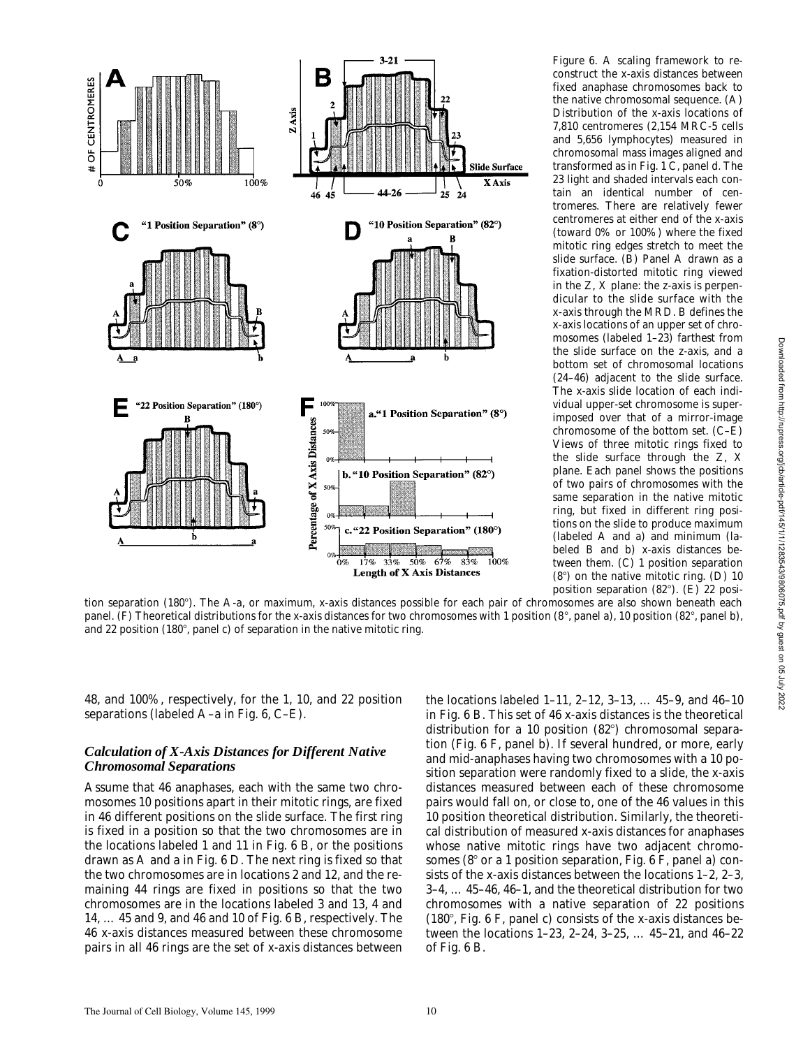Figure 6. A scaling framework to reconstruct the x-axis distances between fixed anaphase chromosomes back to the native chromosomal sequence. (A) Distribution of the x-axis locations of 7,810 centromeres (2,154 MRC-5 cells and 5,656 lymphocytes) measured in chromosomal mass images aligned and transformed as in Fig. 1 C, panel d. The 23 light and shaded intervals each contain an identical number of centromeres. There are relatively fewer centromeres at either end of the x-axis (toward 0% or 100%) where the fixed mitotic ring edges stretch to meet the slide surface. (B) Panel A drawn as a fixation-distorted mitotic ring viewed in the Z, X plane: the z-axis is perpendicular to the slide surface with the x-axis through the MRD. B defines the x-axis locations of an upper set of chromosomes (labeled 1–23) farthest from the slide surface on the z-axis, and a bottom set of chromosomal locations (24–46) adjacent to the slide surface. The x-axis slide location of each individual upper-set chromosome is superimposed over that of a mirror-image chromosome of the bottom set. (C–E) Views of three mitotic rings fixed to the slide surface through the Z, X plane. Each panel shows the positions of two pairs of chromosomes with the same separation in the native mitotic ring, but fixed in different ring positions on the slide to produce maximum (labeled A and a) and minimum (labeled B and b) x-axis distances between them. (C) 1 position separation (8°) on the native mitotic ring. (D) 10 position separation (82°). (E) 22 position separation (180°). The A–a, or maximum, x-axis distances possible for each pair of chromosomes are also shown beneath each panel. (F) Theoretical distributions for the x-axis distances for two chromosomes with 1 position (8°, panel a), 10 position (82°, panel b), and 22 position (180°, panel c) of separation in the native mitotic ring.

48, and 100%, respectively, for the 1, 10, and 22 position separations (labeled A–a in Fig. 6, C–E).

### *Calculation of X-Axis Distances for Different Native Chromosomal Separations*

Assume that 46 anaphases, each with the same two chromosomes 10 positions apart in their mitotic rings, are fixed in 46 different positions on the slide surface. The first ring is fixed in a position so that the two chromosomes are in the locations labeled 1 and 11 in Fig. 6 B, or the positions drawn as A and a in Fig. 6 D. The next ring is fixed so that the two chromosomes are in locations 2 and 12, and the remaining 44 rings are fixed in positions so that the two chromosomes are in the locations labeled 3 and 13, 4 and 14, ... 45 and 9, and 46 and 10 of Fig. 6 B, respectively. The 46 x-axis distances measured between these chromosome pairs in all 46 rings are the set of x-axis distances between the locations labeled 1–11, 2–12, 3–13, ... 45–9, and 46–10 in Fig. 6 B. This set of 46 x-axis distances is the theoretical distribution for a 10 position (82°) chromosomal separation (Fig. 6 F, panel b). If several hundred, or more, early and mid-anaphases having two chromosomes with a 10 position separation were randomly fixed to a slide, the x-axis distances measured between each of these chromosome pairs would fall on, or close to, one of the 46 values in this 10 position theoretical distribution. Similarly, the theoretical distribution of measured x-axis distances for anaphases whose native mitotic rings have two adjacent chromosomes (8° or a 1 position separation, Fig. 6 F, panel a) consists of the x-axis distances between the locations 1–2, 2–3, 3–4, ... 45–46, 46–1, and the theoretical distribution for two chromosomes with a native separation of 22 positions (180°, Fig. 6 F, panel c) consists of the x-axis distances between the locations 1–23, 2–24, 3–25, ... 45–21, and 46–22 of Fig. 6 B.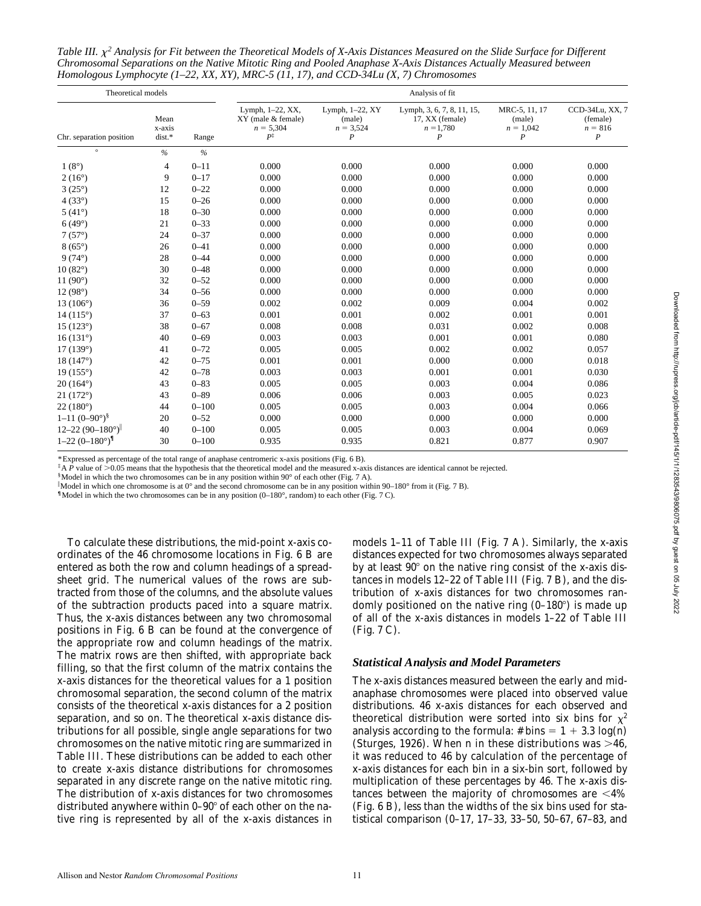*Table III. $\chi^2$ Analysis for Fit between the Theoretical Models of X-Axis Distances Measured on the Slide Surface for Different Chromosomal Separations on the Native Mitotic Ring and Pooled Anaphase X-Axis Distances Actually Measured between Homologous Lymphocyte (1–22, XX, XY), MRC-5 (11, 17), and CCD-34Lu (X, 7) Chromosomes*

| Theoretical models | | | Analysis of fit | | | | |
|---|---|---|---|---|---|---|---|
| Chr. separation position | Mean x-axis dist.* | Range | Lymph, 1–22, XX, XY (male & female) $n = 5{,}304$ $P$[‡] | Lymph, 1–22, XY (male) $n = 3{,}524$ $P$ | Lymph, 3, 6, 7, 8, 11, 15, 17, XX (female) $n = 1{,}780$ $P$ | MRC-5, 11, 17 (male) $n = 1{,}042$ $P$ | CCD-34Lu, XX, 7 (female) $n = 816$ $P$ |
| ° | % | % | | | | | |
| 1 (8°) | 4 | 0–11 | 0.000 | 0.000 | 0.000 | 0.000 | 0.000 |
| 2 (16°) | 9 | 0–17 | 0.000 | 0.000 | 0.000 | 0.000 | 0.000 |
| 3 (25°) | 12 | 0–22 | 0.000 | 0.000 | 0.000 | 0.000 | 0.000 |
| 4 (33°) | 15 | 0–26 | 0.000 | 0.000 | 0.000 | 0.000 | 0.000 |
| 5 (41°) | 18 | 0–30 | 0.000 | 0.000 | 0.000 | 0.000 | 0.000 |
| 6 (49°) | 21 | 0–33 | 0.000 | 0.000 | 0.000 | 0.000 | 0.000 |
| 7 (57°) | 24 | 0–37 | 0.000 | 0.000 | 0.000 | 0.000 | 0.000 |
| 8 (65°) | 26 | 0–41 | 0.000 | 0.000 | 0.000 | 0.000 | 0.000 |
| 9 (74°) | 28 | 0–44 | 0.000 | 0.000 | 0.000 | 0.000 | 0.000 |
| 10 (82°) | 30 | 0–48 | 0.000 | 0.000 | 0.000 | 0.000 | 0.000 |
| 11 (90°) | 32 | 0–52 | 0.000 | 0.000 | 0.000 | 0.000 | 0.000 |
| 12 (98°) | 34 | 0–56 | 0.000 | 0.000 | 0.000 | 0.000 | 0.000 |
| 13 (106°) | 36 | 0–59 | 0.002 | 0.002 | 0.009 | 0.004 | 0.002 |
| 14 (115°) | 37 | 0–63 | 0.001 | 0.001 | 0.002 | 0.001 | 0.001 |
| 15 (123°) | 38 | 0–67 | 0.008 | 0.008 | 0.031 | 0.002 | 0.008 |
| 16 (131°) | 40 | 0–69 | 0.003 | 0.003 | 0.001 | 0.001 | 0.080 |
| 17 (139°) | 41 | 0–72 | 0.005 | 0.005 | 0.002 | 0.002 | 0.057 |
| 18 (147°) | 42 | 0–75 | 0.001 | 0.001 | 0.000 | 0.000 | 0.018 |
| 19 (155°) | 42 | 0–78 | 0.003 | 0.003 | 0.001 | 0.001 | 0.030 |
| 20 (164°) | 43 | 0–83 | 0.005 | 0.005 | 0.003 | 0.004 | 0.086 |
| 21 (172°) | 43 | 0–89 | 0.006 | 0.006 | 0.003 | 0.005 | 0.023 |
| 22 (180°) | 44 | 0–100 | 0.005 | 0.005 | 0.003 | 0.004 | 0.066 |
| 1–11 (0–90°)[§] | 20 | 0–52 | 0.000 | 0.000 | 0.000 | 0.000 | 0.000 |
| 12–22 (90–180°)[‖] | 40 | 0–100 | 0.005 | 0.005 | 0.003 | 0.004 | 0.069 |
| 1–22 (0–180°)[¶] | 30 | 0–100 | 0.935 | 0.935 | 0.821 | 0.877 | 0.907 |

*Expressed as percentage of the total range of anaphase centromeric x-axis positions (Fig. 6 B).
[‡]A $P$ value of >0.05 means that the hypothesis that the theoretical model and the measured x-axis distances are identical cannot be rejected.
[§]Model in which the two chromosomes can be in any position within 90° of each other (Fig. 7 A).
[‖]Model in which one chromosome is at 0° and the second chromosome can be in any position within 90–180° from it (Fig. 7 B).
[¶]Model in which the two chromosomes can be in any position (0–180°, random) to each other (Fig. 7 C).

To calculate these distributions, the mid-point x-axis coordinates of the 46 chromosome locations in Fig. 6 B are entered as both the row and column headings of a spreadsheet grid. The numerical values of the rows are subtracted from those of the columns, and the absolute values of the subtraction products paced into a square matrix. Thus, the x-axis distances between any two chromosomal positions in Fig. 6 B can be found at the convergence of the appropriate row and column headings of the matrix. The matrix rows are then shifted, with appropriate back filling, so that the first column of the matrix contains the x-axis distances for the theoretical values for a 1 position chromosomal separation, the second column of the matrix consists of the theoretical x-axis distances for a 2 position separation, and so on. The theoretical x-axis distance distributions for all possible, single angle separations for two chromosomes on the native mitotic ring are summarized in Table III. These distributions can be added to each other to create x-axis distance distributions for chromosomes separated in any discrete range on the native mitotic ring. The distribution of x-axis distances for two chromosomes distributed anywhere within 0–90° of each other on the native ring is represented by all of the x-axis distances in models 1–11 of Table III (Fig. 7 A). Similarly, the x-axis distances expected for two chromosomes always separated by at least 90° on the native ring consist of the x-axis distances in models 12–22 of Table III (Fig. 7 B), and the distribution of x-axis distances for two chromosomes randomly positioned on the native ring (0–180°) is made up of all of the x-axis distances in models 1–22 of Table III (Fig. 7 C).

### *Statistical Analysis and Model Parameters*

The x-axis distances measured between the early and mid-anaphase chromosomes were placed into observed value distributions. 46 x-axis distances for each observed and theoretical distribution were sorted into six bins for $\chi^2$ analysis according to the formula: $\#\,\text{bins} = 1 + 3.3 \log(n)$ (Sturges, 1926). When n in these distributions was >46, it was reduced to 46 by calculation of the percentage of x-axis distances for each bin in a six-bin sort, followed by multiplication of these percentages by 46. The x-axis distances between the majority of chromosomes are <4% (Fig. 6 B), less than the widths of the six bins used for statistical comparison (0–17, 17–33, 33–50, 50–67, 67–83, and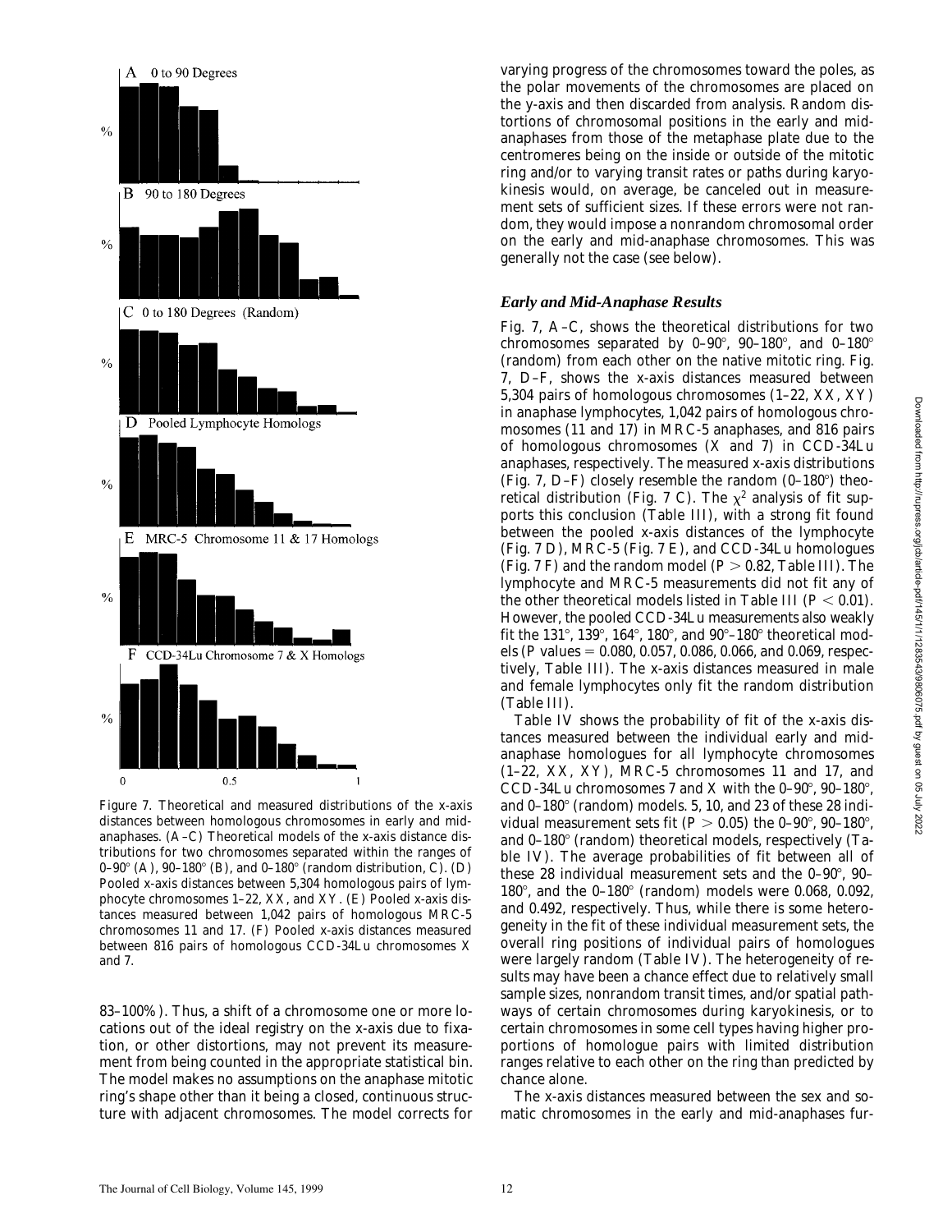Figure 7. Theoretical and measured distributions of the x-axis distances between homologous chromosomes in early and mid-anaphases. (A–C) Theoretical models of the x-axis distance distributions for two chromosomes separated within the ranges of 0–90° (A), 90–180° (B), and 0–180° (random distribution, C). (D) Pooled x-axis distances between 5,304 homologous pairs of lymphocyte chromosomes 1–22, XX, and XY. (E) Pooled x-axis distances measured between 1,042 pairs of homologous MRC-5 chromosomes 11 and 17. (F) Pooled x-axis distances measured between 816 pairs of homologous CCD-34Lu chromosomes X and 7.

83–100%). Thus, a shift of a chromosome one or more locations out of the ideal registry on the x-axis due to fixation, or other distortions, may not prevent its measurement from being counted in the appropriate statistical bin. The model makes no assumptions on the anaphase mitotic ring's shape other than it being a closed, continuous structure with adjacent chromosomes. The model corrects for varying progress of the chromosomes toward the poles, as the polar movements of the chromosomes are placed on the y-axis and then discarded from analysis. Random distortions of chromosomal positions in the early and mid-anaphases from those of the metaphase plate due to the centromeres being on the inside or outside of the mitotic ring and/or to varying transit rates or paths during karyokinesis would, on average, be canceled out in measurement sets of sufficient sizes. If these errors were not random, they would impose a nonrandom chromosomal order on the early and mid-anaphase chromosomes. This was generally not the case (see below).

### *Early and Mid-Anaphase Results*

Fig. 7, A–C, shows the theoretical distributions for two chromosomes separated by 0–90°, 90–180°, and 0–180° (random) from each other on the native mitotic ring. Fig. 7, D–F, shows the x-axis distances measured between 5,304 pairs of homologous chromosomes (1–22, XX, XY) in anaphase lymphocytes, 1,042 pairs of homologous chromosomes (11 and 17) in MRC-5 anaphases, and 816 pairs of homologous chromosomes (X and 7) in CCD-34Lu anaphases, respectively. The measured x-axis distributions (Fig. 7, D–F) closely resemble the random (0–180°) theoretical distribution (Fig. 7 C). The $\chi^2$ analysis of fit supports this conclusion (Table III), with a strong fit found between the pooled x-axis distances of the lymphocyte (Fig. 7 D), MRC-5 (Fig. 7 E), and CCD-34Lu homologues (Fig. 7 F) and the random model ($P > 0.82$, Table III). The lymphocyte and MRC-5 measurements did not fit any of the other theoretical models listed in Table III ($P < 0.01$). However, the pooled CCD-34Lu measurements also weakly fit the 131°, 139°, 164°, 180°, and 90°–180° theoretical models ($P$ values = 0.080, 0.057, 0.086, 0.066, and 0.069, respectively, Table III). The x-axis distances measured in male and female lymphocytes only fit the random distribution (Table III).

Table IV shows the probability of fit of the x-axis distances measured between the individual early and mid-anaphase homologues for all lymphocyte chromosomes (1–22, XX, XY), MRC-5 chromosomes 11 and 17, and CCD-34Lu chromosomes 7 and X with the 0–90°, 90–180°, and 0–180° (random) models. 5, 10, and 23 of these 28 individual measurement sets fit ($P > 0.05$) the 0–90°, 90–180°, and 0–180° (random) theoretical models, respectively (Table IV). The average probabilities of fit between all of these 28 individual measurement sets and the 0–90°, 90–180°, and the 0–180° (random) models were 0.068, 0.092, and 0.492, respectively. Thus, while there is some heterogeneity in the fit of these individual measurement sets, the overall ring positions of individual pairs of homologues were largely random (Table IV). The heterogeneity of results may have been a chance effect due to relatively small sample sizes, nonrandom transit times, and/or spatial pathways of certain chromosomes during karyokinesis, or to certain chromosomes in some cell types having higher proportions of homologue pairs with limited distribution ranges relative to each other on the ring than predicted by chance alone.

The x-axis distances measured between the sex and somatic chromosomes in the early and mid-anaphases fur-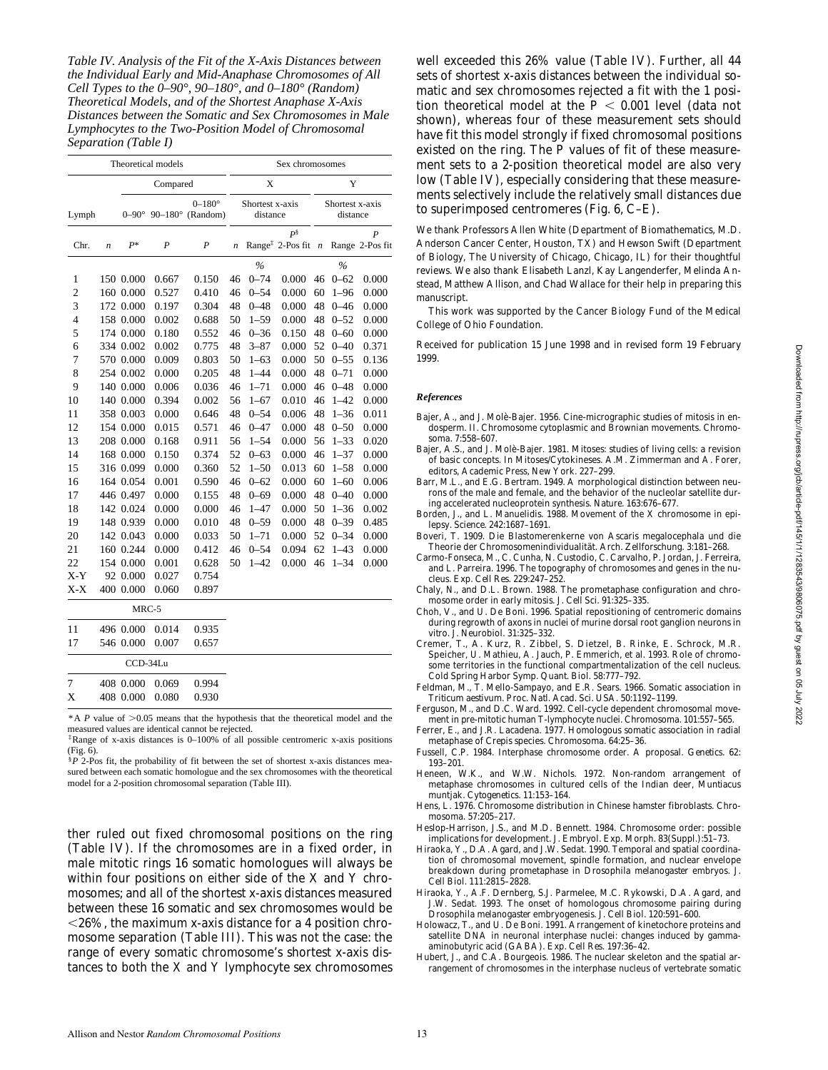*Table IV. Analysis of the Fit of the X-Axis Distances between the Individual Early and Mid-Anaphase Chromosomes of All Cell Types to the 0–90°, 90–180°, and 0–180° (Random) Theoretical Models, and of the Shortest Anaphase X-Axis Distances between the Somatic and Sex Chromosomes in Male Lymphocytes to the Two-Position Model of Chromosomal Separation (Table I)*

| Theoretical models | | | | | Sex chromosomes | | | | | |
|---|---|---|---|---|---|---|---|---|---|---|
| | | Compared | | | X | | | Y | | |
| Lymph | | 0–90° | 90–180° | 0–180° (Random) | Shortest x-axis distance | | | Shortest x-axis distance | | |
| Chr. | *n* | *P** | *P* | *P* | *n* | Range[‡] | *P*[§] 2-Pos fit | *n* | Range | *P* 2-Pos fit |
| | | | | | | % | | | % | |
| 1 | 150 | 0.000 | 0.667 | 0.150 | 46 | 0–74 | 0.000 | 46 | 0–62 | 0.000 |
| 2 | 160 | 0.000 | 0.527 | 0.410 | 46 | 0–54 | 0.000 | 60 | 1–96 | 0.000 |
| 3 | 172 | 0.000 | 0.197 | 0.304 | 48 | 0–48 | 0.000 | 48 | 0–46 | 0.000 |
| 4 | 158 | 0.000 | 0.002 | 0.688 | 50 | 1–59 | 0.000 | 48 | 0–52 | 0.000 |
| 5 | 174 | 0.000 | 0.180 | 0.552 | 46 | 0–36 | 0.150 | 48 | 0–60 | 0.000 |
| 6 | 334 | 0.002 | 0.002 | 0.775 | 48 | 3–87 | 0.000 | 52 | 0–40 | 0.371 |
| 7 | 570 | 0.000 | 0.009 | 0.803 | 50 | 1–63 | 0.000 | 50 | 0–55 | 0.136 |
| 8 | 254 | 0.002 | 0.000 | 0.205 | 48 | 1–44 | 0.000 | 48 | 0–71 | 0.000 |
| 9 | 140 | 0.000 | 0.006 | 0.036 | 46 | 1–71 | 0.000 | 46 | 0–48 | 0.000 |
| 10 | 140 | 0.000 | 0.394 | 0.002 | 56 | 1–67 | 0.010 | 46 | 1–42 | 0.000 |
| 11 | 358 | 0.003 | 0.000 | 0.646 | 48 | 0–54 | 0.006 | 48 | 1–36 | 0.011 |
| 12 | 154 | 0.000 | 0.015 | 0.571 | 46 | 0–47 | 0.000 | 48 | 0–50 | 0.000 |
| 13 | 208 | 0.000 | 0.168 | 0.911 | 56 | 1–54 | 0.000 | 56 | 1–33 | 0.020 |
| 14 | 168 | 0.000 | 0.150 | 0.374 | 52 | 0–63 | 0.000 | 46 | 1–37 | 0.000 |
| 15 | 316 | 0.099 | 0.000 | 0.360 | 52 | 1–50 | 0.013 | 60 | 1–58 | 0.000 |
| 16 | 164 | 0.054 | 0.001 | 0.590 | 46 | 0–62 | 0.000 | 60 | 1–60 | 0.006 |
| 17 | 446 | 0.497 | 0.000 | 0.155 | 48 | 0–69 | 0.000 | 48 | 0–40 | 0.000 |
| 18 | 142 | 0.024 | 0.000 | 0.000 | 46 | 1–47 | 0.000 | 50 | 1–36 | 0.002 |
| 19 | 148 | 0.939 | 0.000 | 0.010 | 48 | 0–59 | 0.000 | 48 | 0–39 | 0.485 |
| 20 | 142 | 0.043 | 0.000 | 0.033 | 50 | 1–71 | 0.000 | 52 | 0–34 | 0.000 |
| 21 | 160 | 0.244 | 0.000 | 0.412 | 46 | 0–54 | 0.094 | 62 | 1–43 | 0.000 |
| 22 | 154 | 0.000 | 0.001 | 0.628 | 50 | 1–42 | 0.000 | 46 | 1–34 | 0.000 |
| X-Y | 92 | 0.000 | 0.027 | 0.754 | | | | | | |
| X-X | 400 | 0.000 | 0.060 | 0.897 | | | | | | |
| MRC-5 | | | | | | | | | | |
| 11 | 496 | 0.000 | 0.014 | 0.935 | | | | | | |
| 17 | 546 | 0.000 | 0.007 | 0.657 | | | | | | |
| CCD-34Lu | | | | | | | | | | |
| 7 | 408 | 0.000 | 0.069 | 0.994 | | | | | | |
| X | 408 | 0.000 | 0.080 | 0.930 | | | | | | |

*A *P* value of >0.05 means that the hypothesis that the theoretical model and the measured values are identical cannot be rejected.
[‡]Range of x-axis distances is 0–100% of all possible centromeric x-axis positions (Fig. 6).
[§]*P* 2-Pos fit, the probability of fit between the set of shortest x-axis distances measured between each somatic homologue and the sex chromosomes with the theoretical model for a 2-position chromosomal separation (Table III).

ther ruled out fixed chromosomal positions on the ring (Table IV). If the chromosomes are in a fixed order, in male mitotic rings 16 somatic homologues will always be within four positions on either side of the X and Y chromosomes; and all of the shortest x-axis distances measured between these 16 somatic and sex chromosomes would be <26%, the maximum x-axis distance for a 4 position chromosome separation (Table III). This was not the case: the range of every somatic chromosome's shortest x-axis distances to both the X and Y lymphocyte sex chromosomes well exceeded this 26% value (Table IV). Further, all 44 sets of shortest x-axis distances between the individual somatic and sex chromosomes rejected a fit with the 1 position theoretical model at the $P < 0.001$ level (data not shown), whereas four of these measurement sets should have fit this model strongly if fixed chromosomal positions existed on the ring. The *P* values of fit of these measurement sets to a 2-position theoretical model are also very low (Table IV), especially considering that these measurements selectively include the relatively small distances due to superimposed centromeres (Fig. 6, C–E).

We thank Professors Allen White (Department of Biomathematics, M.D. Anderson Cancer Center, Houston, TX) and Hewson Swift (Department of Biology, The University of Chicago, Chicago, IL) for their thoughtful reviews. We also thank Elisabeth Lanzl, Kay Langenderfer, Melinda Anstead, Matthew Allison, and Chad Wallace for their help in preparing this manuscript.

This work was supported by the Cancer Biology Fund of the Medical College of Ohio Foundation.

Received for publication 15 June 1998 and in revised form 19 February 1999.

### *References*

Bajer, A., and J. Molè-Bajer. 1956. Cine-micrographic studies of mitosis in endosperm. II. Chromosome cytoplasmic and Brownian movements. *Chromosoma.* 7:558–607.

Bajer, A.S., and J. Molè-Bajer. 1981. Mitoses: studies of living cells: a revision of basic concepts. *In* Mitoses/Cytokineses. A.M. Zimmerman and A. Forer, editors, Academic Press, New York. 227–299.

Barr, M.L., and E.G. Bertram. 1949. A morphological distinction between neurons of the male and female, and the behavior of the nucleolar satellite during accelerated nucleoprotein synthesis. *Nature.* 163:676–677.

Borden, J., and L. Manuelidis. 1988. Movement of the X chromosome in epilepsy. *Science.* 242:1687–1691.

Boveri, T. 1909. Die Blastomerenkerne von Ascaris megalocephala und die Theorie der Chromosomenindividualität. *Arch. Zellforschung.* 3:181–268.

Carmo-Fonseca, M., C. Cunha, N. Custodio, C. Carvalho, P. Jordan, J. Ferreira, and L. Parreira. 1996. The topography of chromosomes and genes in the nucleus. *Exp. Cell Res.* 229:247–252.

Chaly, N., and D.L. Brown. 1988. The prometaphase configuration and chromosome order in early mitosis. *J. Cell Sci.* 91:325–335.

Choh, V., and U. De Boni. 1996. Spatial repositioning of centromeric domains during regrowth of axons in nuclei of murine dorsal root ganglion neurons in vitro. *J. Neurobiol.* 31:325–332.

Cremer, T., A. Kurz, R. Zibbel, S. Dietzel, B. Rinke, E. Schrock, M.R. Speicher, U. Mathieu, A. Jauch, P. Emmerich, et al. 1993. Role of chromosome territories in the functional compartmentalization of the cell nucleus. *Cold Spring Harbor Symp. Quant. Biol.* 58:777–792.

Feldman, M., T. Mello-Sampayo, and E.R. Sears. 1966. Somatic association in Triticum aestivum. *Proc. Natl. Acad. Sci. USA.* 50:1192–1199.

Ferguson, M., and D.C. Ward. 1992. Cell-cycle dependent chromosomal movement in pre-mitotic human T-lymphocyte nuclei. *Chromosoma.* 101:557–565.

Ferrer, E., and J.R. Lacadena. 1977. Homologous somatic association in radial metaphase of Crepis species. *Chromosoma.* 64:25–36.

Fussell, C.P. 1984. Interphase chromosome order. A proposal. *Genetics.* 62:193–201.

Heneen, W.K., and W.W. Nichols. 1972. Non-random arrangement of metaphase chromosomes in cultured cells of the Indian deer, Muntiacus muntjak. *Cytogenetics.* 11:153–164.

Hens, L. 1976. Chromosome distribution in Chinese hamster fibroblasts. *Chromosoma.* 57:205–217.

Heslop-Harrison, J.S., and M.D. Bennett. 1984. Chromosome order: possible implications for development. *J. Embryol. Exp. Morph.* 83(Suppl.):51–73.

Hiraoka, Y., D.A. Agard, and J.W. Sedat. 1990. Temporal and spatial coordination of chromosomal movement, spindle formation, and nuclear envelope breakdown during prometaphase in Drosophila melanogaster embryos. *J. Cell Biol.* 111:2815–2828.

Hiraoka, Y., A.F. Dernberg, S.J. Parmelee, M.C. Rykowski, D.A. Agard, and J.W. Sedat. 1993. The onset of homologous chromosome pairing during Drosophila melanogaster embryogenesis. *J. Cell Biol.* 120:591–600.

Holowacz, T., and U. De Boni. 1991. Arrangement of kinetochore proteins and satellite DNA in neuronal interphase nuclei: changes induced by gamma-aminobutyric acid (GABA). *Exp. Cell Res.* 197:36–42.

Hubert, J., and C.A. Bourgeois. 1986. The nuclear skeleton and the spatial arrangement of chromosomes in the interphase nucleus of vertebrate somatic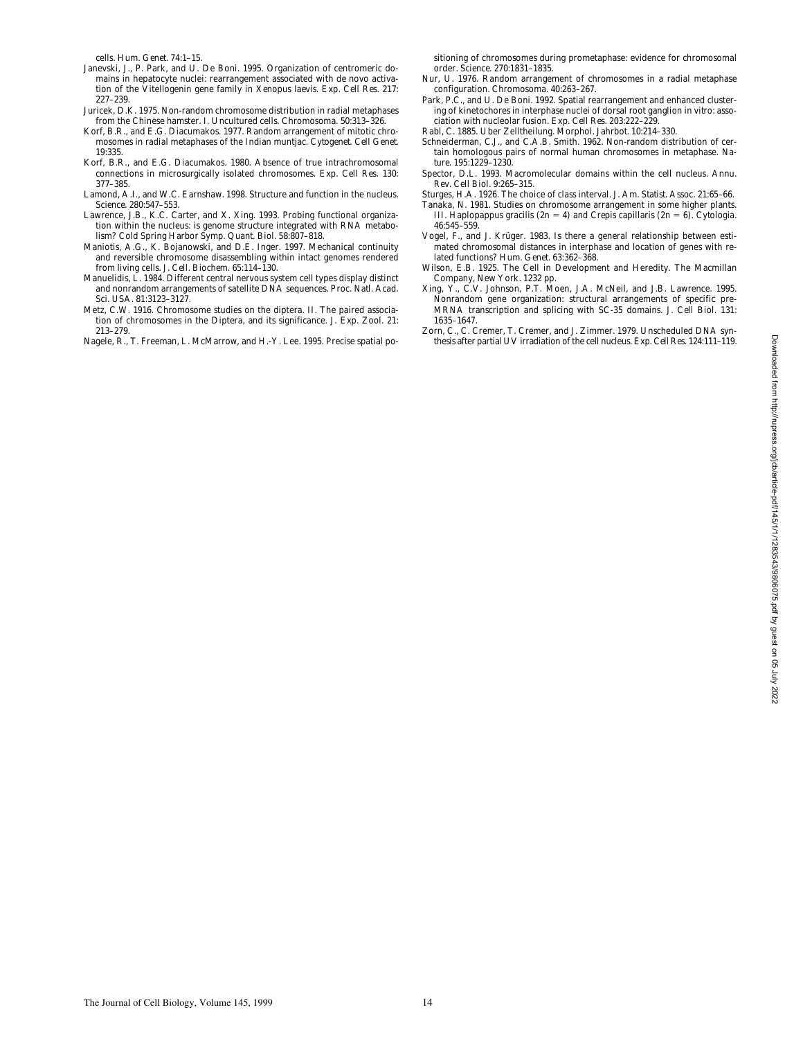cells. Hum. Genet. 74:1–15.

Janevski, J., P. Park, and U. De Boni. 1995. Organization of centromeric domains in hepatocyte nuclei: rearrangement associated with de novo activation of the Vitellogenin gene family in Xenopus laevis. Exp. Cell Res. 217: 227–239.

Juricek, D.K. 1975. Non-random chromosome distribution in radial metaphases from the Chinese hamster. I. Uncultured cells. Chromosoma. 50:313–326.

Korf, B.R., and E.G. Diacumakos. 1977. Random arrangement of mitotic chromosomes in radial metaphases of the Indian muntjac. Cytogenet. Cell Genet. 19:335.

Korf, B.R., and E.G. Diacumakos. 1980. Absence of true intrachromosomal connections in microsurgically isolated chromosomes. Exp. Cell Res. 130: 377–385.

Lamond, A.I., and W.C. Earnshaw. 1998. Structure and function in the nucleus. Science. 280:547–553.

Lawrence, J.B., K.C. Carter, and X. Xing. 1993. Probing functional organization within the nucleus: is genome structure integrated with RNA metabolism? Cold Spring Harbor Symp. Quant. Biol. 58:807–818.

Maniotis, A.G., K. Bojanowski, and D.E. Inger. 1997. Mechanical continuity and reversible chromosome disassembling within intact genomes rendered from living cells. J. Cell. Biochem. 65:114–130.

Manuelidis, L. 1984. Different central nervous system cell types display distinct and nonrandom arrangements of satellite DNA sequences. Proc. Natl. Acad. Sci. USA. 81:3123–3127.

Metz, C.W. 1916. Chromosome studies on the diptera. II. The paired association of chromosomes in the Diptera, and its significance. J. Exp. Zool. 21: 213–279.

Nagele, R., T. Freeman, L. McMarrow, and H.-Y. Lee. 1995. Precise spatial positioning of chromosomes during prometaphase: evidence for chromosomal order. Science. 270:1831–1835.

Nur, U. 1976. Random arrangement of chromosomes in a radial metaphase configuration. Chromosoma. 40:263–267.

Park, P.C., and U. De Boni. 1992. Spatial rearrangement and enhanced clustering of kinetochores in interphase nuclei of dorsal root ganglion in vitro: association with nucleolar fusion. Exp. Cell Res. 203:222–229.

Rabl, C. 1885. Uber Zelltheilung. Morphol. Jahrbot. 10:214–330.

Schneiderman, C.J., and C.A.B. Smith. 1962. Non-random distribution of certain homologous pairs of normal human chromosomes in metaphase. Nature. 195:1229–1230.

Spector, D.L. 1993. Macromolecular domains within the cell nucleus. Annu. Rev. Cell Biol. 9:265–315.

Sturges, H.A. 1926. The choice of class interval. J. Am. Statist. Assoc. 21:65–66.

Tanaka, N. 1981. Studies on chromosome arrangement in some higher plants. III. Haplopappus gracilis ($2n = 4$) and Crepis capillaris ($2n = 6$). Cytologia. 46:545–559.

Vogel, F., and J. Krüger. 1983. Is there a general relationship between estimated chromosomal distances in interphase and location of genes with related functions? Hum. Genet. 63:362–368.

Wilson, E.B. 1925. The Cell in Development and Heredity. The Macmillan Company, New York. 1232 pp.

Xing, Y., C.V. Johnson, P.T. Moen, J.A. McNeil, and J.B. Lawrence. 1995. Nonrandom gene organization: structural arrangements of specific pre-MRNA transcription and splicing with SC-35 domains. J. Cell Biol. 131: 1635–1647.

Zorn, C., C. Cremer, T. Cremer, and J. Zimmer. 1979. Unscheduled DNA synthesis after partial UV irradiation of the cell nucleus. Exp. Cell Res. 124:111–119.